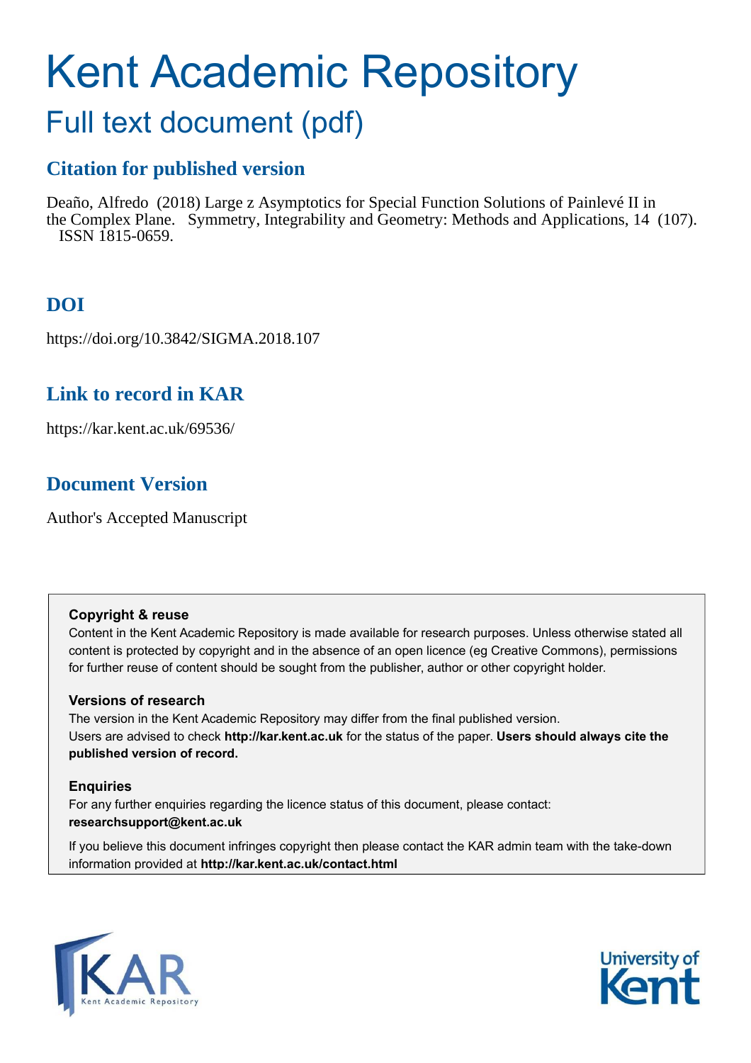# Kent Academic Repository

## Full text document (pdf)

### Citation for published version

Deaño, Alfredo (2018) Large z Asymptotics for Special Function Solutions of Painlevé II in the Complex Plane. Symmetry, Integrability and Geometry: Methods and Applications, 14 (107). ISSN 1815-0659.

### DOI

https://doi.org/10.3842/SIGMA.2018.107

### Link to record in KAR

https://kar.kent.ac.uk/69536/

### Document Version

Author's Accepted Manuscript

**Copyright & reuse**

Content in the Kent Academic Repository is made available for research purposes. Unless otherwise stated all content is protected by copyright and in the absence of an open licence (eg Creative Commons), permissions for further reuse of content should be sought from the publisher, author or other copyright holder.

**Versions of research**

The version in the Kent Academic Repository may differ from the final published version.
Users are advised to check **http://kar.kent.ac.uk** for the status of the paper. **Users should always cite the published version of record.**

**Enquiries**

For any further enquiries regarding the licence status of this document, please contact:
**researchsupport@kent.ac.uk**

If you believe this document infringes copyright then please contact the KAR admin team with the take-down information provided at **http://kar.kent.ac.uk/contact.html**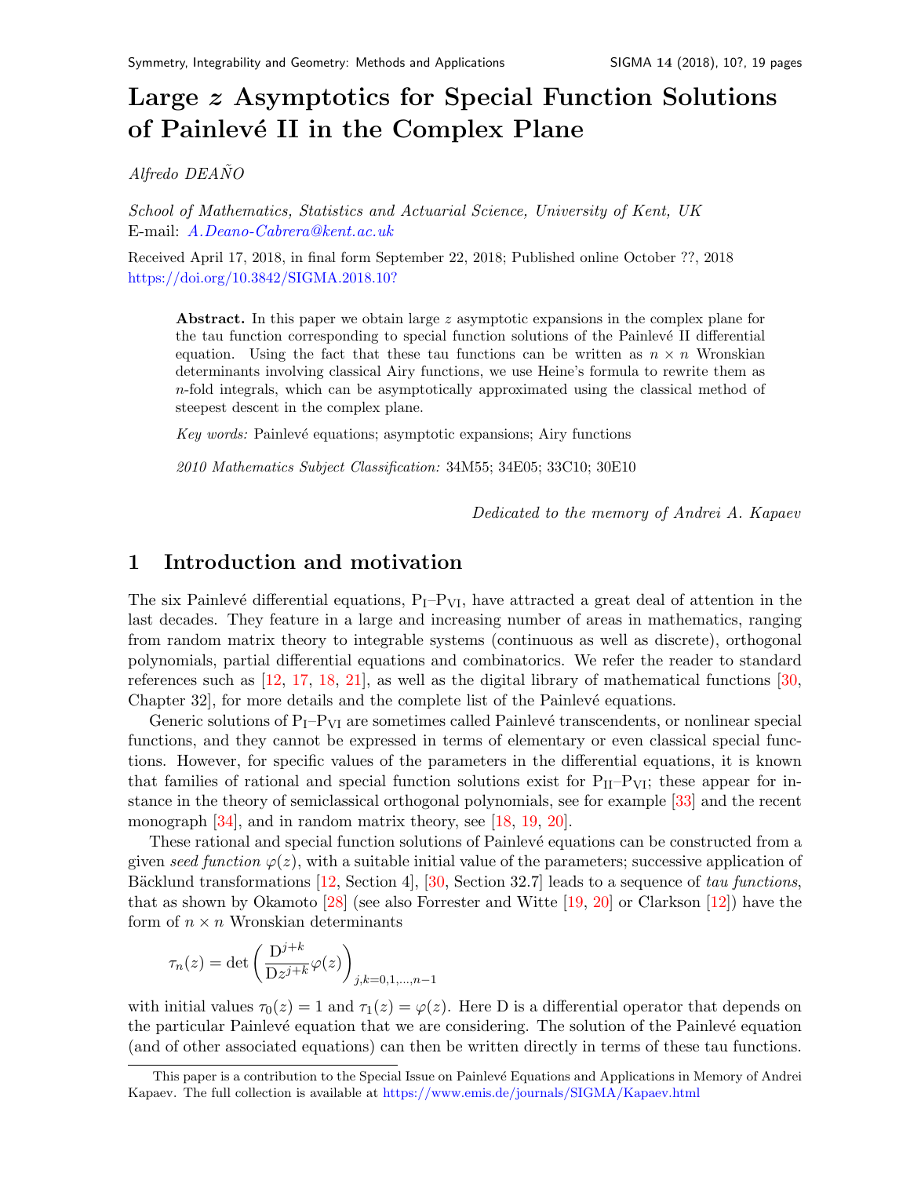# Large $z$ Asymptotics for Special Function Solutions of Painlevé II in the Complex Plane

*Alfredo DEAÑO*

*School of Mathematics, Statistics and Actuarial Science, University of Kent, UK*
E-mail: *A.Deano-Cabrera@kent.ac.uk*

Received April 17, 2018, in final form September 22, 2018; Published online October ??, 2018
https://doi.org/10.3842/SIGMA.2018.10?

> **Abstract.** In this paper we obtain large $z$ asymptotic expansions in the complex plane for the tau function corresponding to special function solutions of the Painlevé II differential equation. Using the fact that these tau functions can be written as $n \times n$ Wronskian determinants involving classical Airy functions, we use Heine's formula to rewrite them as $n$-fold integrals, which can be asymptotically approximated using the classical method of steepest descent in the complex plane.
>
> *Key words:* Painlevé equations; asymptotic expansions; Airy functions
>
> *2010 Mathematics Subject Classification:* 34M55; 34E05; 33C10; 30E10

*Dedicated to the memory of Andrei A. Kapaev*

## 1 Introduction and motivation

The six Painlevé differential equations, $\mathrm{P_I}$–$\mathrm{P_{VI}}$, have attracted a great deal of attention in the last decades. They feature in a large and increasing number of areas in mathematics, ranging from random matrix theory to integrable systems (continuous as well as discrete), orthogonal polynomials, partial differential equations and combinatorics. We refer the reader to standard references such as [12, 17, 18, 21], as well as the digital library of mathematical functions [30, Chapter 32], for more details and the complete list of the Painlevé equations.

Generic solutions of $\mathrm{P_I}$–$\mathrm{P_{VI}}$ are sometimes called Painlevé transcendents, or nonlinear special functions, and they cannot be expressed in terms of elementary or even classical special functions. However, for specific values of the parameters in the differential equations, it is known that families of rational and special function solutions exist for $\mathrm{P_{II}}$–$\mathrm{P_{VI}}$; these appear for instance in the theory of semiclassical orthogonal polynomials, see for example [33] and the recent monograph [34], and in random matrix theory, see [18, 19, 20].

These rational and special function solutions of Painlevé equations can be constructed from a given *seed function* $\varphi(z)$, with a suitable initial value of the parameters; successive application of Bäcklund transformations [12, Section 4], [30, Section 32.7] leads to a sequence of *tau functions*, that as shown by Okamoto [28] (see also Forrester and Witte [19, 20] or Clarkson [12]) have the form of $n \times n$ Wronskian determinants

$$\tau_n(z) = \det\left(\frac{\mathrm{D}^{j+k}}{\mathrm{D}z^{j+k}}\varphi(z)\right)_{j,k=0,1,\ldots,n-1}$$

with initial values $\tau_0(z) = 1$ and $\tau_1(z) = \varphi(z)$. Here D is a differential operator that depends on the particular Painlevé equation that we are considering. The solution of the Painlevé equation (and of other associated equations) can then be written directly in terms of these tau functions.

This paper is a contribution to the Special Issue on Painlevé Equations and Applications in Memory of Andrei Kapaev. The full collection is available at https://www.emis.de/journals/SIGMA/Kapaev.html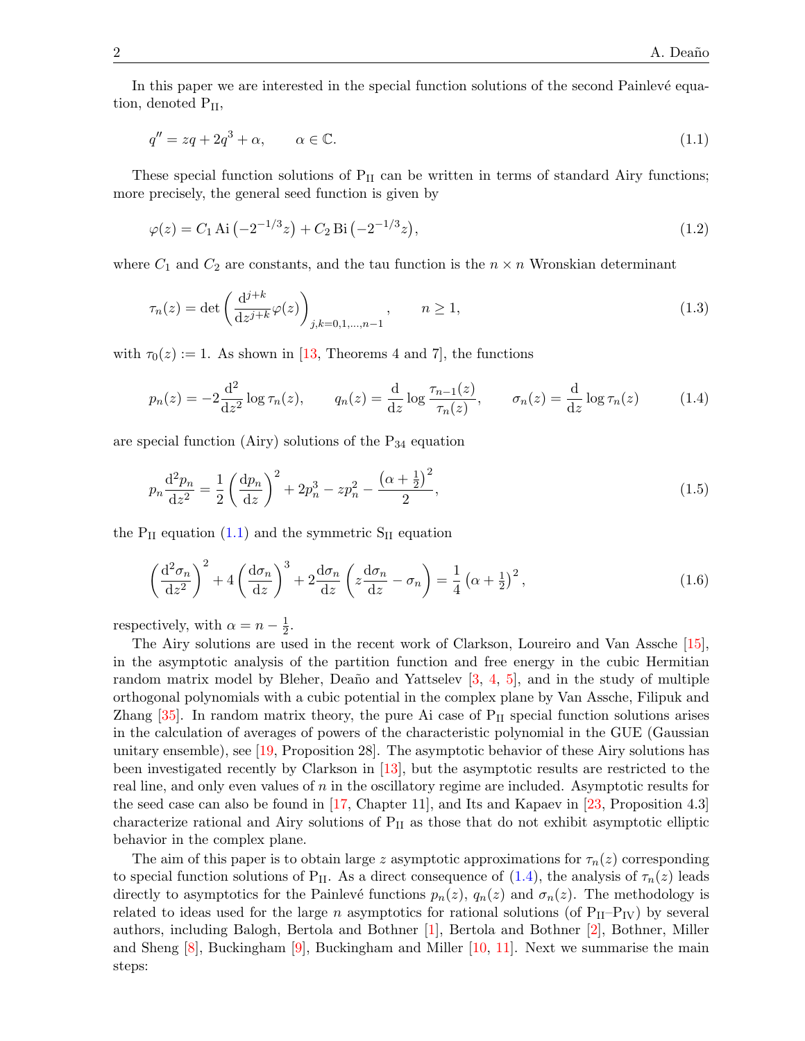In this paper we are interested in the special function solutions of the second Painlevé equation, denoted $\mathrm{P_{II}}$,

$$q'' = zq + 2q^3 + \alpha, \qquad \alpha \in \mathbb{C}. \tag{1.1}$$

These special function solutions of $\mathrm{P_{II}}$ can be written in terms of standard Airy functions; more precisely, the general seed function is given by

$$\varphi(z) = C_1 \operatorname{Ai}\left(-2^{-1/3} z\right) + C_2 \operatorname{Bi}\left(-2^{-1/3} z\right), \tag{1.2}$$

where $C_1$ and $C_2$ are constants, and the tau function is the $n \times n$ Wronskian determinant

$$\tau_n(z) = \det\left(\frac{\mathrm{d}^{j+k}}{\mathrm{d}z^{j+k}}\varphi(z)\right)_{j,k=0,1,\dots,n-1}, \qquad n \geq 1, \tag{1.3}$$

with $\tau_0(z) := 1$. As shown in [13, Theorems 4 and 7], the functions

$$p_n(z) = -2\frac{\mathrm{d}^2}{\mathrm{d}z^2}\log\tau_n(z), \qquad q_n(z) = \frac{\mathrm{d}}{\mathrm{d}z}\log\frac{\tau_{n-1}(z)}{\tau_n(z)}, \qquad \sigma_n(z) = \frac{\mathrm{d}}{\mathrm{d}z}\log\tau_n(z) \tag{1.4}$$

are special function (Airy) solutions of the $\mathrm{P_{34}}$ equation

$$p_n\frac{\mathrm{d}^2 p_n}{\mathrm{d}z^2} = \frac{1}{2}\left(\frac{\mathrm{d}p_n}{\mathrm{d}z}\right)^2 + 2p_n^3 - zp_n^2 - \frac{\left(\alpha+\frac{1}{2}\right)^2}{2}, \tag{1.5}$$

the $\mathrm{P_{II}}$ equation (1.1) and the symmetric $\mathrm{S_{II}}$ equation

$$\left(\frac{\mathrm{d}^2\sigma_n}{\mathrm{d}z^2}\right)^2 + 4\left(\frac{\mathrm{d}\sigma_n}{\mathrm{d}z}\right)^3 + 2\frac{\mathrm{d}\sigma_n}{\mathrm{d}z}\left(z\frac{\mathrm{d}\sigma_n}{\mathrm{d}z} - \sigma_n\right) = \frac{1}{4}\left(\alpha+\tfrac{1}{2}\right)^2, \tag{1.6}$$

respectively, with $\alpha = n - \frac{1}{2}$.

The Airy solutions are used in the recent work of Clarkson, Loureiro and Van Assche [15], in the asymptotic analysis of the partition function and free energy in the cubic Hermitian random matrix model by Bleher, Deaño and Yattselev [3, 4, 5], and in the study of multiple orthogonal polynomials with a cubic potential in the complex plane by Van Assche, Filipuk and Zhang [35]. In random matrix theory, the pure Ai case of $\mathrm{P_{II}}$ special function solutions arises in the calculation of averages of powers of the characteristic polynomial in the GUE (Gaussian unitary ensemble), see [19, Proposition 28]. The asymptotic behavior of these Airy solutions has been investigated recently by Clarkson in [13], but the asymptotic results are restricted to the real line, and only even values of $n$ in the oscillatory regime are included. Asymptotic results for the seed case can also be found in [17, Chapter 11], and Its and Kapaev in [23, Proposition 4.3] characterize rational and Airy solutions of $\mathrm{P_{II}}$ as those that do not exhibit asymptotic elliptic behavior in the complex plane.

The aim of this paper is to obtain large $z$ asymptotic approximations for $\tau_n(z)$ corresponding to special function solutions of $\mathrm{P_{II}}$. As a direct consequence of (1.4), the analysis of $\tau_n(z)$ leads directly to asymptotics for the Painlevé functions $p_n(z)$, $q_n(z)$ and $\sigma_n(z)$. The methodology is related to ideas used for the large $n$ asymptotics for rational solutions (of $\mathrm{P_{II}}$–$\mathrm{P_{IV}}$) by several authors, including Balogh, Bertola and Bothner [1], Bertola and Bothner [2], Bothner, Miller and Sheng [8], Buckingham [9], Buckingham and Miller [10, 11]. Next we summarise the main steps: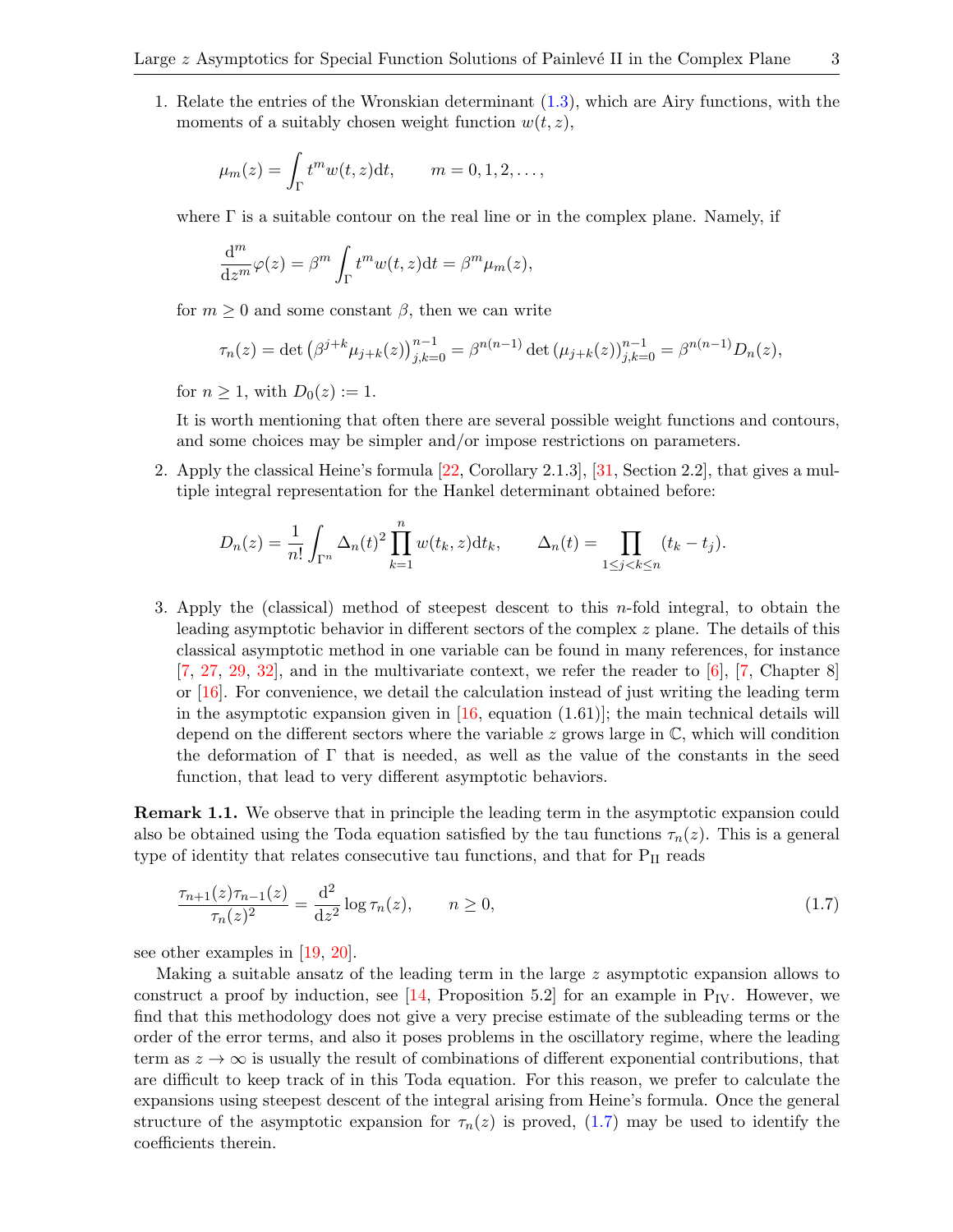1. Relate the entries of the Wronskian determinant (1.3), which are Airy functions, with the moments of a suitably chosen weight function $w(t,z)$,

$$\mu_m(z) = \int_\Gamma t^m w(t,z)\mathrm{d}t, \qquad m = 0,1,2,\ldots,$$

where $\Gamma$ is a suitable contour on the real line or in the complex plane. Namely, if

$$\frac{\mathrm{d}^m}{\mathrm{d}z^m}\varphi(z) = \beta^m \int_\Gamma t^m w(t,z)\mathrm{d}t = \beta^m \mu_m(z),$$

for $m \geq 0$ and some constant $\beta$, then we can write

$$\tau_n(z) = \det\left(\beta^{j+k}\mu_{j+k}(z)\right)_{j,k=0}^{n-1} = \beta^{n(n-1)} \det\left(\mu_{j+k}(z)\right)_{j,k=0}^{n-1} = \beta^{n(n-1)} D_n(z),$$

for $n \geq 1$, with $D_0(z) := 1$.

It is worth mentioning that often there are several possible weight functions and contours, and some choices may be simpler and/or impose restrictions on parameters.

2. Apply the classical Heine's formula [22, Corollary 2.1.3], [31, Section 2.2], that gives a multiple integral representation for the Hankel determinant obtained before:

$$D_n(z) = \frac{1}{n!}\int_{\Gamma^n} \Delta_n(t)^2 \prod_{k=1}^n w(t_k,z)\mathrm{d}t_k, \qquad \Delta_n(t) = \prod_{1\leq j<k\leq n}(t_k - t_j).$$

3. Apply the (classical) method of steepest descent to this $n$-fold integral, to obtain the leading asymptotic behavior in different sectors of the complex $z$ plane. The details of this classical asymptotic method in one variable can be found in many references, for instance [7, 27, 29, 32], and in the multivariate context, we refer the reader to [6], [7, Chapter 8] or [16]. For convenience, we detail the calculation instead of just writing the leading term in the asymptotic expansion given in [16, equation (1.61)]; the main technical details will depend on the different sectors where the variable $z$ grows large in $\mathbb{C}$, which will condition the deformation of $\Gamma$ that is needed, as well as the value of the constants in the seed function, that lead to very different asymptotic behaviors.

**Remark 1.1.** We observe that in principle the leading term in the asymptotic expansion could also be obtained using the Toda equation satisfied by the tau functions $\tau_n(z)$. This is a general type of identity that relates consecutive tau functions, and that for $\mathrm{P_{II}}$ reads

$$\frac{\tau_{n+1}(z)\tau_{n-1}(z)}{\tau_n(z)^2} = \frac{\mathrm{d}^2}{\mathrm{d}z^2}\log\tau_n(z), \qquad n \geq 0, \tag{1.7}$$

see other examples in [19, 20].

Making a suitable ansatz of the leading term in the large $z$ asymptotic expansion allows to construct a proof by induction, see [14, Proposition 5.2] for an example in $\mathrm{P_{IV}}$. However, we find that this methodology does not give a very precise estimate of the subleading terms or the order of the error terms, and also it poses problems in the oscillatory regime, where the leading term as $z \to \infty$ is usually the result of combinations of different exponential contributions, that are difficult to keep track of in this Toda equation. For this reason, we prefer to calculate the expansions using steepest descent of the integral arising from Heine's formula. Once the general structure of the asymptotic expansion for $\tau_n(z)$ is proved, (1.7) may be used to identify the coefficients therein.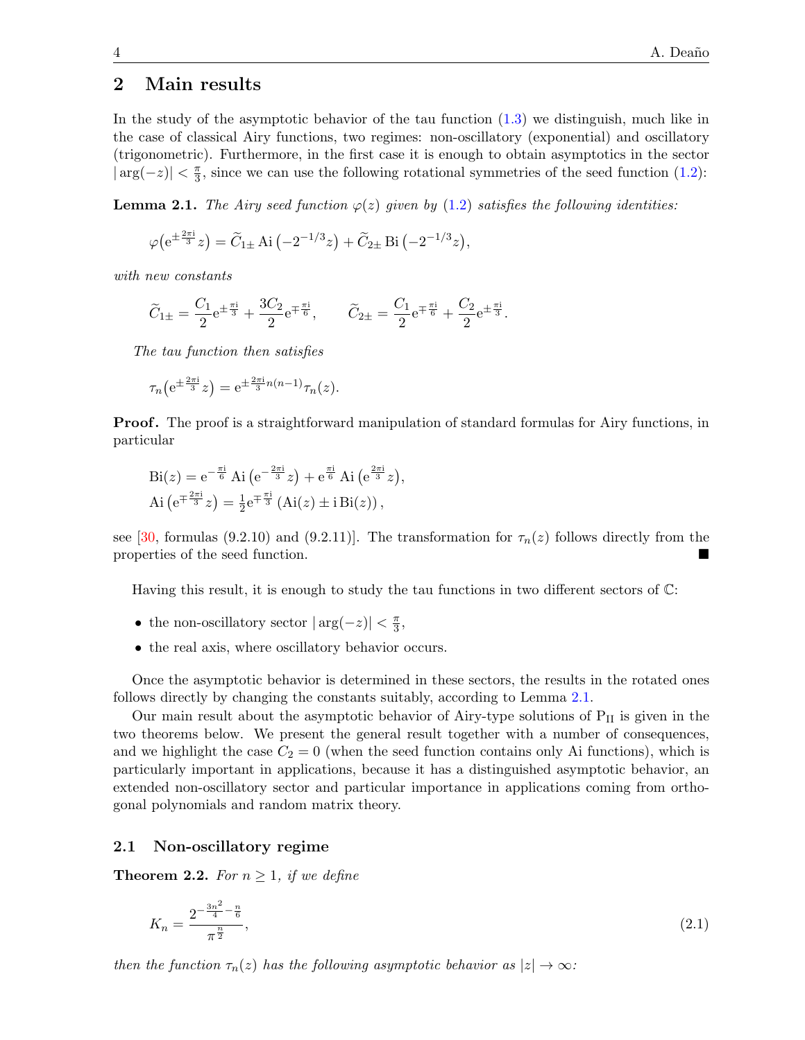## 2 Main results

In the study of the asymptotic behavior of the tau function (1.3) we distinguish, much like in the case of classical Airy functions, two regimes: non-oscillatory (exponential) and oscillatory (trigonometric). Furthermore, in the first case it is enough to obtain asymptotics in the sector $|\arg(-z)| < \frac{\pi}{3}$, since we can use the following rotational symmetries of the seed function (1.2):

**Lemma 2.1.** *The Airy seed function $\varphi(z)$ given by (1.2) satisfies the following identities:*

$$\varphi\big(\mathrm{e}^{\pm\frac{2\pi\mathrm{i}}{3}}z\big) = \widetilde{C}_{1\pm}\operatorname{Ai}\big(-2^{-1/3}z\big) + \widetilde{C}_{2\pm}\operatorname{Bi}\big(-2^{-1/3}z\big),$$

*with new constants*

$$\widetilde{C}_{1\pm} = \frac{C_1}{2}\mathrm{e}^{\pm\frac{\pi\mathrm{i}}{3}} + \frac{3C_2}{2}\mathrm{e}^{\mp\frac{\pi\mathrm{i}}{6}}, \qquad \widetilde{C}_{2\pm} = \frac{C_1}{2}\mathrm{e}^{\mp\frac{\pi\mathrm{i}}{6}} + \frac{C_2}{2}\mathrm{e}^{\pm\frac{\pi\mathrm{i}}{3}}.$$

*The tau function then satisfies*

$$\tau_n\big(\mathrm{e}^{\pm\frac{2\pi\mathrm{i}}{3}}z\big) = \mathrm{e}^{\pm\frac{2\pi\mathrm{i}}{3}n(n-1)}\tau_n(z).$$

**Proof.** The proof is a straightforward manipulation of standard formulas for Airy functions, in particular

$$\operatorname{Bi}(z) = \mathrm{e}^{-\frac{\pi\mathrm{i}}{6}}\operatorname{Ai}\big(\mathrm{e}^{-\frac{2\pi\mathrm{i}}{3}}z\big) + \mathrm{e}^{\frac{\pi\mathrm{i}}{6}}\operatorname{Ai}\big(\mathrm{e}^{\frac{2\pi\mathrm{i}}{3}}z\big),$$
$$\operatorname{Ai}\big(\mathrm{e}^{\mp\frac{2\pi\mathrm{i}}{3}}z\big) = \tfrac{1}{2}\mathrm{e}^{\mp\frac{\pi\mathrm{i}}{3}}\left(\operatorname{Ai}(z) \pm \mathrm{i}\operatorname{Bi}(z)\right),$$

see [30, formulas (9.2.10) and (9.2.11)]. The transformation for $\tau_n(z)$ follows directly from the properties of the seed function. ■

Having this result, it is enough to study the tau functions in two different sectors of $\mathbb{C}$:

- the non-oscillatory sector $|\arg(-z)| < \frac{\pi}{3}$,
- the real axis, where oscillatory behavior occurs.

Once the asymptotic behavior is determined in these sectors, the results in the rotated ones follows directly by changing the constants suitably, according to Lemma 2.1.

Our main result about the asymptotic behavior of Airy-type solutions of $\mathrm{P_{II}}$ is given in the two theorems below. We present the general result together with a number of consequences, and we highlight the case $C_2 = 0$ (when the seed function contains only Ai functions), which is particularly important in applications, because it has a distinguished asymptotic behavior, an extended non-oscillatory sector and particular importance in applications coming from orthogonal polynomials and random matrix theory.

### 2.1 Non-oscillatory regime

**Theorem 2.2.** *For $n \geq 1$, if we define*

$$K_n = \frac{2^{-\frac{3n^2}{4}-\frac{n}{6}}}{\pi^{\frac{n}{2}}}, \tag{2.1}$$

*then the function $\tau_n(z)$ has the following asymptotic behavior as $|z| \to \infty$:*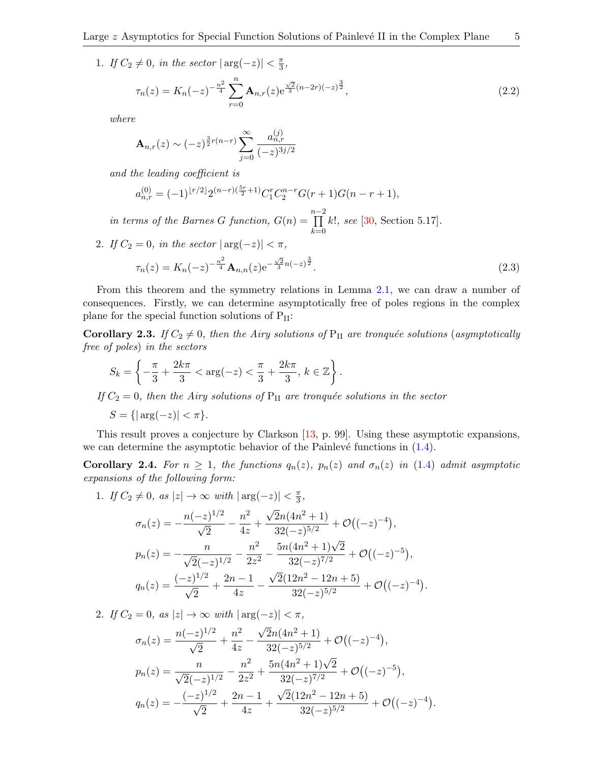1. *If $C_2 \neq 0$, in the sector $|\arg(-z)| < \frac{\pi}{3}$,*

$$\tau_n(z) = K_n(-z)^{-\frac{n^2}{4}} \sum_{r=0}^{n} \mathbf{A}_{n,r}(z) \mathrm{e}^{\frac{\sqrt{2}}{3}(n-2r)(-z)^{\frac{3}{2}}}, \tag{2.2}$$

   *where*

$$\mathbf{A}_{n,r}(z) \sim (-z)^{\frac{3}{2}r(n-r)} \sum_{j=0}^{\infty} \frac{a_{n,r}^{(j)}}{(-z)^{3j/2}}$$

   *and the leading coefficient is*

$$a_{n,r}^{(0)} = (-1)^{\lfloor r/2 \rfloor} 2^{(n-r)(\frac{5r}{2}+1)} C_1^r C_2^{n-r} G(r+1) G(n-r+1),$$

   *in terms of the Barnes G function, $G(n) = \prod_{k=0}^{n-2} k!$, see* [30, Section 5.17].

2. *If $C_2 = 0$, in the sector $|\arg(-z)| < \pi$,*

$$\tau_n(z) = K_n(-z)^{-\frac{n^2}{4}} \mathbf{A}_{n,n}(z) \mathrm{e}^{-\frac{\sqrt{2}}{3}n(-z)^{\frac{3}{2}}}. \tag{2.3}$$

From this theorem and the symmetry relations in Lemma 2.1, we can draw a number of consequences. Firstly, we can determine asymptotically free of poles regions in the complex plane for the special function solutions of $\mathrm{P_{II}}$:

**Corollary 2.3.** *If $C_2 \neq 0$, then the Airy solutions of $\mathrm{P_{II}}$ are tronquée solutions (asymptotically free of poles) in the sectors*

$$S_k = \left\{ -\frac{\pi}{3} + \frac{2k\pi}{3} < \arg(-z) < \frac{\pi}{3} + \frac{2k\pi}{3},\ k \in \mathbb{Z} \right\}.$$

*If $C_2 = 0$, then the Airy solutions of $\mathrm{P_{II}}$ are tronquée solutions in the sector*

$$S = \{ |\arg(-z)| < \pi \}.$$

This result proves a conjecture by Clarkson [13, p. 99]. Using these asymptotic expansions, we can determine the asymptotic behavior of the Painlevé functions in (1.4).

**Corollary 2.4.** *For $n \geq 1$, the functions $q_n(z)$, $p_n(z)$ and $\sigma_n(z)$ in (1.4) admit asymptotic expansions of the following form:*

1. *If $C_2 \neq 0$, as $|z| \to \infty$ with $|\arg(-z)| < \frac{\pi}{3}$,*

$$\sigma_n(z) = -\frac{n(-z)^{1/2}}{\sqrt{2}} - \frac{n^2}{4z} + \frac{\sqrt{2}n(4n^2+1)}{32(-z)^{5/2}} + \mathcal{O}\big((-z)^{-4}\big),$$

$$p_n(z) = -\frac{n}{\sqrt{2}(-z)^{1/2}} - \frac{n^2}{2z^2} - \frac{5n(4n^2+1)\sqrt{2}}{32(-z)^{7/2}} + \mathcal{O}\big((-z)^{-5}\big),$$

$$q_n(z) = \frac{(-z)^{1/2}}{\sqrt{2}} + \frac{2n-1}{4z} - \frac{\sqrt{2}(12n^2-12n+5)}{32(-z)^{5/2}} + \mathcal{O}\big((-z)^{-4}\big).$$

2. *If $C_2 = 0$, as $|z| \to \infty$ with $|\arg(-z)| < \pi$,*

$$\sigma_n(z) = \frac{n(-z)^{1/2}}{\sqrt{2}} + \frac{n^2}{4z} - \frac{\sqrt{2}n(4n^2+1)}{32(-z)^{5/2}} + \mathcal{O}\big((-z)^{-4}\big),$$

$$p_n(z) = \frac{n}{\sqrt{2}(-z)^{1/2}} - \frac{n^2}{2z^2} + \frac{5n(4n^2+1)\sqrt{2}}{32(-z)^{7/2}} + \mathcal{O}\big((-z)^{-5}\big),$$

$$q_n(z) = -\frac{(-z)^{1/2}}{\sqrt{2}} + \frac{2n-1}{4z} + \frac{\sqrt{2}(12n^2-12n+5)}{32(-z)^{5/2}} + \mathcal{O}\big((-z)^{-4}\big).$$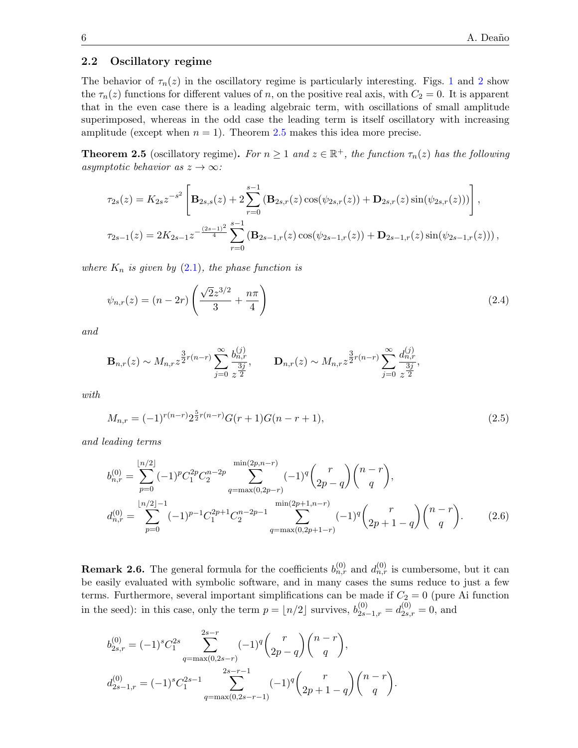## 2.2 Oscillatory regime

The behavior of $\tau_n(z)$ in the oscillatory regime is particularly interesting. Figs. 1 and 2 show the $\tau_n(z)$ functions for different values of $n$, on the positive real axis, with $C_2 = 0$. It is apparent that in the even case there is a leading algebraic term, with oscillations of small amplitude superimposed, whereas in the odd case the leading term is itself oscillatory with increasing amplitude (except when $n = 1$). Theorem 2.5 makes this idea more precise.

**Theorem 2.5** (oscillatory regime)**.** *For $n \geq 1$ and $z \in \mathbb{R}^+$, the function $\tau_n(z)$ has the following asymptotic behavior as $z \to \infty$:*

$$\tau_{2s}(z) = K_{2s} z^{-s^2} \left[ \mathbf{B}_{2s,s}(z) + 2 \sum_{r=0}^{s-1} \left( \mathbf{B}_{2s,r}(z) \cos(\psi_{2s,r}(z)) + \mathbf{D}_{2s,r}(z) \sin(\psi_{2s,r}(z)) \right) \right],$$

$$\tau_{2s-1}(z) = 2K_{2s-1} z^{-\frac{(2s-1)^2}{4}} \sum_{r=0}^{s-1} \left( \mathbf{B}_{2s-1,r}(z) \cos(\psi_{2s-1,r}(z)) + \mathbf{D}_{2s-1,r}(z) \sin(\psi_{2s-1,r}(z)) \right),$$

*where $K_n$ is given by (2.1), the phase function is*

$$\psi_{n,r}(z) = (n - 2r) \left( \frac{\sqrt{2} z^{3/2}}{3} + \frac{n\pi}{4} \right) \tag{2.4}$$

*and*

$$\mathbf{B}_{n,r}(z) \sim M_{n,r} z^{\frac{3}{2} r(n-r)} \sum_{j=0}^{\infty} \frac{b_{n,r}^{(j)}}{z^{\frac{3j}{2}}}, \qquad \mathbf{D}_{n,r}(z) \sim M_{n,r} z^{\frac{3}{2} r(n-r)} \sum_{j=0}^{\infty} \frac{d_{n,r}^{(j)}}{z^{\frac{3j}{2}}},$$

*with*

$$M_{n,r} = (-1)^{r(n-r)} 2^{\frac{5}{2} r(n-r)} G(r+1) G(n-r+1), \tag{2.5}$$

*and leading terms*

$$\begin{aligned}
b_{n,r}^{(0)} &= \sum_{p=0}^{\lfloor n/2 \rfloor} (-1)^p C_1^{2p} C_2^{n-2p} \sum_{q=\max(0,2p-r)}^{\min(2p,n-r)} (-1)^q \binom{r}{2p-q} \binom{n-r}{q}, \\
d_{n,r}^{(0)} &= \sum_{p=0}^{\lfloor n/2 \rfloor - 1} (-1)^{p-1} C_1^{2p+1} C_2^{n-2p-1} \sum_{q=\max(0,2p+1-r)}^{\min(2p+1,n-r)} (-1)^q \binom{r}{2p+1-q} \binom{n-r}{q}.
\end{aligned} \tag{2.6}$$

**Remark 2.6.** The general formula for the coefficients $b_{n,r}^{(0)}$ and $d_{n,r}^{(0)}$ is cumbersome, but it can be easily evaluated with symbolic software, and in many cases the sums reduce to just a few terms. Furthermore, several important simplifications can be made if $C_2 = 0$ (pure Ai function in the seed): in this case, only the term $p = \lfloor n/2 \rfloor$ survives, $b_{2s-1,r}^{(0)} = d_{2s,r}^{(0)} = 0$, and

$$\begin{aligned}
b_{2s,r}^{(0)} &= (-1)^s C_1^{2s} \sum_{q=\max(0,2s-r)}^{2s-r} (-1)^q \binom{r}{2p-q} \binom{n-r}{q}, \\
d_{2s-1,r}^{(0)} &= (-1)^s C_1^{2s-1} \sum_{q=\max(0,2s-r-1)}^{2s-r-1} (-1)^q \binom{r}{2p+1-q} \binom{n-r}{q}.
\end{aligned}$$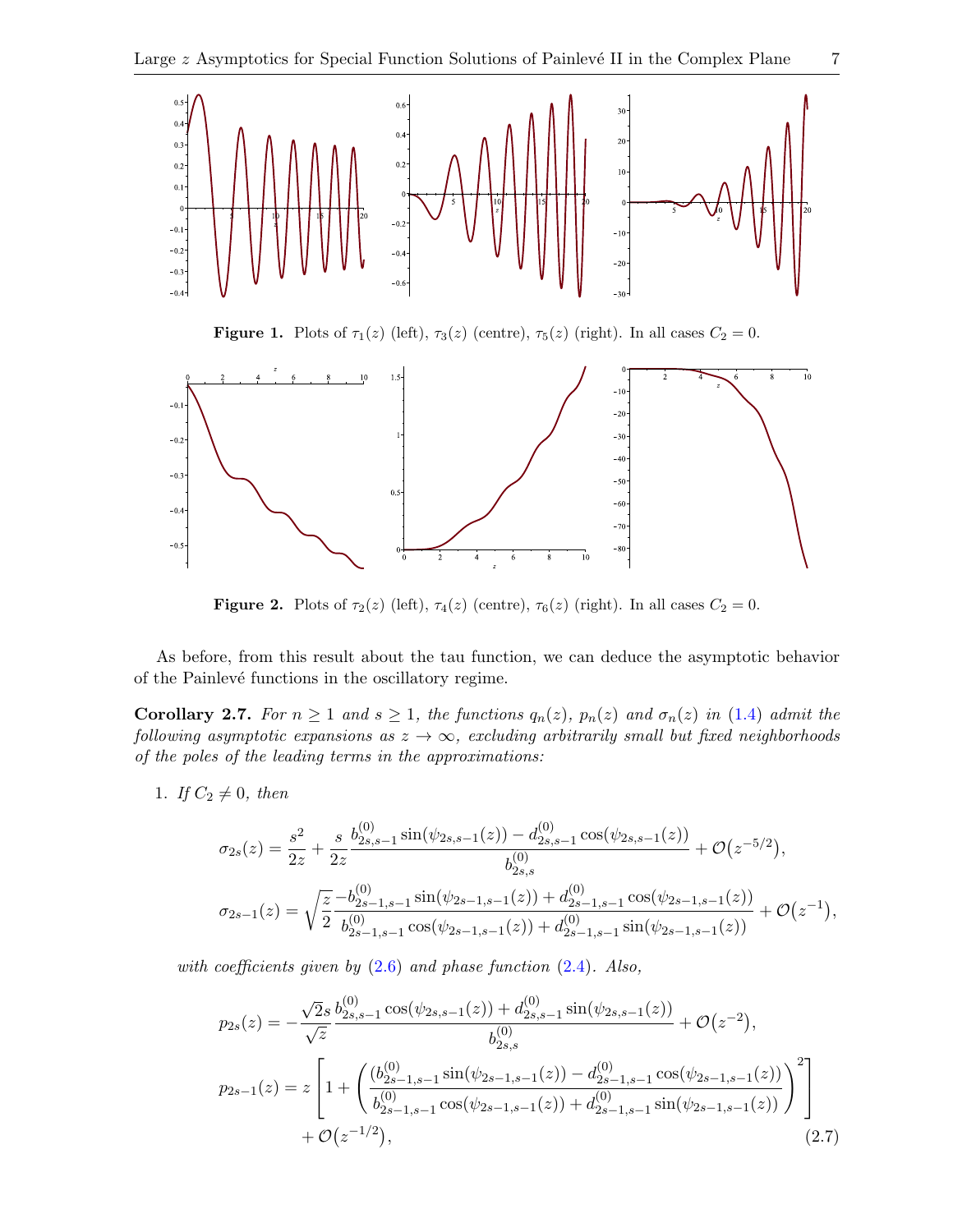**Figure 1.** Plots of $\tau_1(z)$ (left), $\tau_3(z)$ (centre), $\tau_5(z)$ (right). In all cases $C_2 = 0$.

**Figure 2.** Plots of $\tau_2(z)$ (left), $\tau_4(z)$ (centre), $\tau_6(z)$ (right). In all cases $C_2 = 0$.

As before, from this result about the tau function, we can deduce the asymptotic behavior of the Painlevé functions in the oscillatory regime.

**Corollary 2.7.** *For $n \geq 1$ and $s \geq 1$, the functions $q_n(z)$, $p_n(z)$ and $\sigma_n(z)$ in (1.4) admit the following asymptotic expansions as $z \to \infty$, excluding arbitrarily small but fixed neighborhoods of the poles of the leading terms in the approximations:*

1. *If $C_2 \neq 0$, then*

$$\sigma_{2s}(z) = \frac{s^2}{2z} + \frac{s}{2z}\frac{b^{(0)}_{2s,s-1}\sin(\psi_{2s,s-1}(z)) - d^{(0)}_{2s,s-1}\cos(\psi_{2s,s-1}(z))}{b^{(0)}_{2s,s}} + \mathcal{O}\big(z^{-5/2}\big),$$

$$\sigma_{2s-1}(z) = \sqrt{\frac{z}{2}}\,\frac{-b^{(0)}_{2s-1,s-1}\sin(\psi_{2s-1,s-1}(z)) + d^{(0)}_{2s-1,s-1}\cos(\psi_{2s-1,s-1}(z))}{b^{(0)}_{2s-1,s-1}\cos(\psi_{2s-1,s-1}(z)) + d^{(0)}_{2s-1,s-1}\sin(\psi_{2s-1,s-1}(z))} + \mathcal{O}\big(z^{-1}\big),$$

*with coefficients given by (2.6) and phase function (2.4). Also,*

$$p_{2s}(z) = -\frac{\sqrt{2}s}{\sqrt{z}}\,\frac{b^{(0)}_{2s,s-1}\cos(\psi_{2s,s-1}(z)) + d^{(0)}_{2s,s-1}\sin(\psi_{2s,s-1}(z))}{b^{(0)}_{2s,s}} + \mathcal{O}\big(z^{-2}\big),$$

$$\begin{aligned} p_{2s-1}(z) = z\left[1 + \left(\frac{(b^{(0)}_{2s-1,s-1}\sin(\psi_{2s-1,s-1}(z)) - d^{(0)}_{2s-1,s-1}\cos(\psi_{2s-1,s-1}(z))}{b^{(0)}_{2s-1,s-1}\cos(\psi_{2s-1,s-1}(z)) + d^{(0)}_{2s-1,s-1}\sin(\psi_{2s-1,s-1}(z))}\right)^2\right] \\ + \mathcal{O}\big(z^{-1/2}\big), \end{aligned} \tag{2.7}$$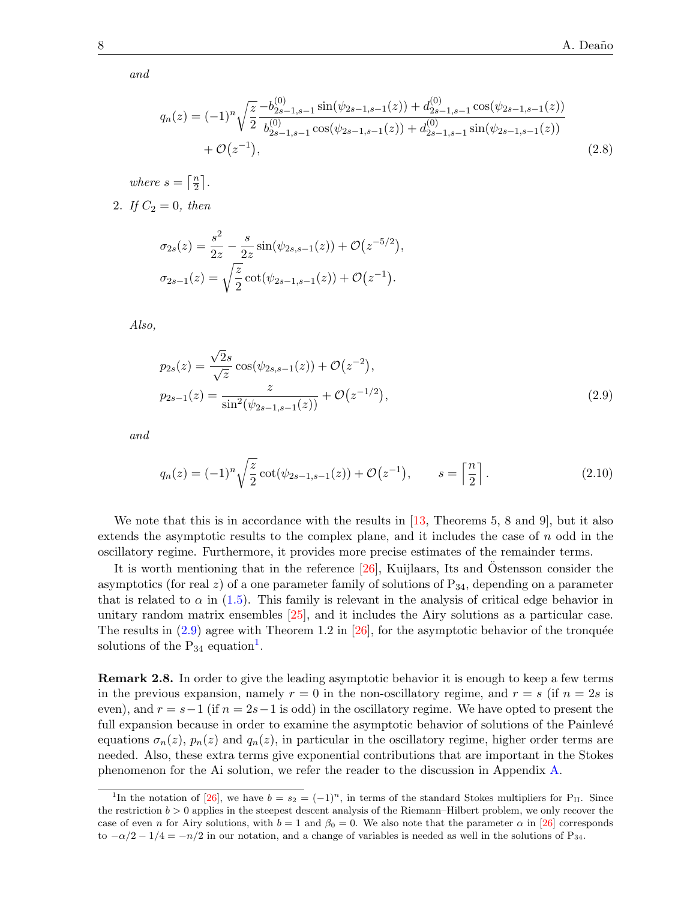*and*

$$q_n(z) = (-1)^n \sqrt{\frac{z}{2}}\, \frac{-b^{(0)}_{2s-1,s-1}\sin(\psi_{2s-1,s-1}(z)) + d^{(0)}_{2s-1,s-1}\cos(\psi_{2s-1,s-1}(z))}{b^{(0)}_{2s-1,s-1}\cos(\psi_{2s-1,s-1}(z)) + d^{(0)}_{2s-1,s-1}\sin(\psi_{2s-1,s-1}(z))} + \mathcal{O}\big(z^{-1}\big), \tag{2.8}$$

*where* $s = \left\lceil \frac{n}{2} \right\rceil$.

2. *If* $C_2 = 0$, *then*

$$\sigma_{2s}(z) = \frac{s^2}{2z} - \frac{s}{2z}\sin(\psi_{2s,s-1}(z)) + \mathcal{O}\big(z^{-5/2}\big),$$
$$\sigma_{2s-1}(z) = \sqrt{\frac{z}{2}}\cot(\psi_{2s-1,s-1}(z)) + \mathcal{O}\big(z^{-1}\big).$$

*Also,*

$$p_{2s}(z) = \frac{\sqrt{2}s}{\sqrt{z}}\cos(\psi_{2s,s-1}(z)) + \mathcal{O}\big(z^{-2}\big),$$
$$p_{2s-1}(z) = \frac{z}{\sin^2(\psi_{2s-1,s-1}(z))} + \mathcal{O}\big(z^{-1/2}\big), \tag{2.9}$$

*and*

$$q_n(z) = (-1)^n \sqrt{\frac{z}{2}}\cot(\psi_{2s-1,s-1}(z)) + \mathcal{O}\big(z^{-1}\big), \qquad s = \left\lceil \frac{n}{2} \right\rceil. \tag{2.10}$$

We note that this is in accordance with the results in [13, Theorems 5, 8 and 9], but it also extends the asymptotic results to the complex plane, and it includes the case of $n$ odd in the oscillatory regime. Furthermore, it provides more precise estimates of the remainder terms.

It is worth mentioning that in the reference [26], Kuijlaars, Its and Östensson consider the asymptotics (for real $z$) of a one parameter family of solutions of $\mathrm{P}_{34}$, depending on a parameter that is related to $\alpha$ in (1.5). This family is relevant in the analysis of critical edge behavior in unitary random matrix ensembles [25], and it includes the Airy solutions as a particular case. The results in (2.9) agree with Theorem 1.2 in [26], for the asymptotic behavior of the tronquée solutions of the $\mathrm{P}_{34}$ equation[1].

**Remark 2.8.** In order to give the leading asymptotic behavior it is enough to keep a few terms in the previous expansion, namely $r = 0$ in the non-oscillatory regime, and $r = s$ (if $n = 2s$ is even), and $r = s-1$ (if $n = 2s-1$ is odd) in the oscillatory regime. We have opted to present the full expansion because in order to examine the asymptotic behavior of solutions of the Painlevé equations $\sigma_n(z)$, $p_n(z)$ and $q_n(z)$, in particular in the oscillatory regime, higher order terms are needed. Also, these extra terms give exponential contributions that are important in the Stokes phenomenon for the Ai solution, we refer the reader to the discussion in Appendix A.

[1] In the notation of [26], we have $b = s_2 = (-1)^n$, in terms of the standard Stokes multipliers for $\mathrm{P}_{\mathrm{II}}$. Since the restriction $b > 0$ applies in the steepest descent analysis of the Riemann–Hilbert problem, we only recover the case of even $n$ for Airy solutions, with $b = 1$ and $\beta_0 = 0$. We also note that the parameter $\alpha$ in [26] corresponds to $-\alpha/2 - 1/4 = -n/2$ in our notation, and a change of variables is needed as well in the solutions of $\mathrm{P}_{34}$.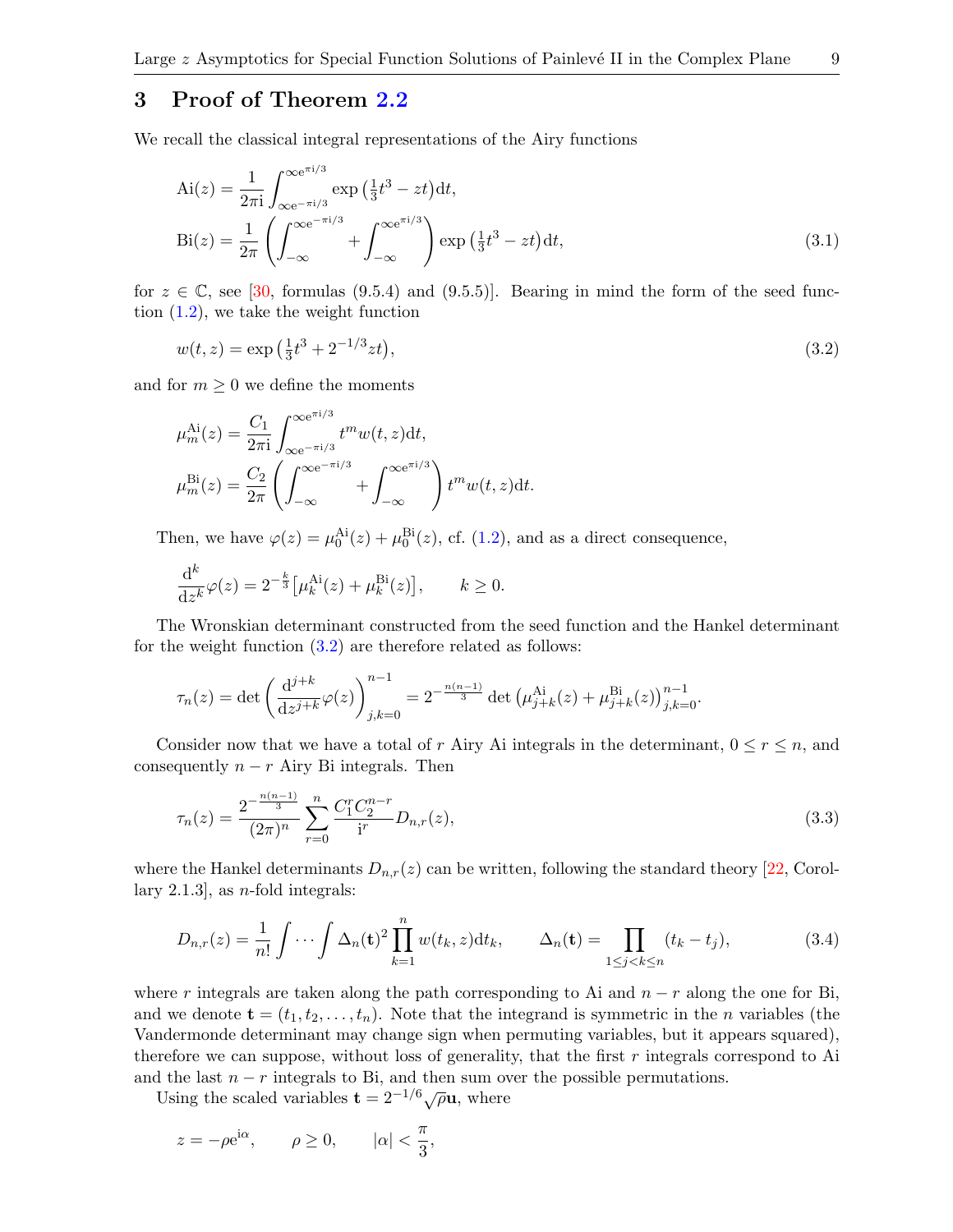## 3 Proof of Theorem 2.2

We recall the classical integral representations of the Airy functions

$$
\begin{aligned}
\mathrm{Ai}(z) &= \frac{1}{2\pi \mathrm{i}} \int_{\infty \mathrm{e}^{-\pi \mathrm{i}/3}}^{\infty \mathrm{e}^{\pi \mathrm{i}/3}} \exp\left(\tfrac{1}{3}t^3 - zt\right) \mathrm{d}t, \\
\mathrm{Bi}(z) &= \frac{1}{2\pi} \left( \int_{-\infty}^{\infty \mathrm{e}^{-\pi \mathrm{i}/3}} + \int_{-\infty}^{\infty \mathrm{e}^{\pi \mathrm{i}/3}} \right) \exp\left(\tfrac{1}{3}t^3 - zt\right) \mathrm{d}t,
\end{aligned} \tag{3.1}
$$

for $z \in \mathbb{C}$, see [30, formulas (9.5.4) and (9.5.5)]. Bearing in mind the form of the seed function (1.2), we take the weight function

$$
w(t,z) = \exp\left(\tfrac{1}{3}t^3 + 2^{-1/3} z t\right), \tag{3.2}
$$

and for $m \geq 0$ we define the moments

$$
\begin{aligned}
\mu_m^{\mathrm{Ai}}(z) &= \frac{C_1}{2\pi \mathrm{i}} \int_{\infty \mathrm{e}^{-\pi \mathrm{i}/3}}^{\infty \mathrm{e}^{\pi \mathrm{i}/3}} t^m w(t,z) \mathrm{d}t, \\
\mu_m^{\mathrm{Bi}}(z) &= \frac{C_2}{2\pi} \left( \int_{-\infty}^{\infty \mathrm{e}^{-\pi \mathrm{i}/3}} + \int_{-\infty}^{\infty \mathrm{e}^{\pi \mathrm{i}/3}} \right) t^m w(t,z) \mathrm{d}t.
\end{aligned}
$$

Then, we have $\varphi(z) = \mu_0^{\mathrm{Ai}}(z) + \mu_0^{\mathrm{Bi}}(z)$, cf. (1.2), and as a direct consequence,

$$
\frac{\mathrm{d}^k}{\mathrm{d}z^k} \varphi(z) = 2^{-\frac{k}{3}} \left[ \mu_k^{\mathrm{Ai}}(z) + \mu_k^{\mathrm{Bi}}(z) \right], \qquad k \geq 0.
$$

The Wronskian determinant constructed from the seed function and the Hankel determinant for the weight function (3.2) are therefore related as follows:

$$
\tau_n(z) = \det \left( \frac{\mathrm{d}^{j+k}}{\mathrm{d}z^{j+k}} \varphi(z) \right)_{j,k=0}^{n-1} = 2^{-\frac{n(n-1)}{3}} \det \left( \mu_{j+k}^{\mathrm{Ai}}(z) + \mu_{j+k}^{\mathrm{Bi}}(z) \right)_{j,k=0}^{n-1}.
$$

Consider now that we have a total of $r$ Airy Ai integrals in the determinant, $0 \leq r \leq n$, and consequently $n-r$ Airy Bi integrals. Then

$$
\tau_n(z) = \frac{2^{-\frac{n(n-1)}{3}}}{(2\pi)^n} \sum_{r=0}^{n} \frac{C_1^r C_2^{n-r}}{\mathrm{i}^r} D_{n,r}(z), \tag{3.3}
$$

where the Hankel determinants $D_{n,r}(z)$ can be written, following the standard theory [22, Corollary 2.1.3], as $n$-fold integrals:

$$
D_{n,r}(z) = \frac{1}{n!} \int \cdots \int \Delta_n(\mathbf{t})^2 \prod_{k=1}^{n} w(t_k, z) \mathrm{d}t_k, \qquad \Delta_n(\mathbf{t}) = \prod_{1 \leq j < k \leq n} (t_k - t_j), \tag{3.4}
$$

where $r$ integrals are taken along the path corresponding to Ai and $n-r$ along the one for Bi, and we denote $\mathbf{t} = (t_1, t_2, \ldots, t_n)$. Note that the integrand is symmetric in the $n$ variables (the Vandermonde determinant may change sign when permuting variables, but it appears squared), therefore we can suppose, without loss of generality, that the first $r$ integrals correspond to Ai and the last $n-r$ integrals to Bi, and then sum over the possible permutations.

Using the scaled variables $\mathbf{t} = 2^{-1/6} \sqrt{\rho}\, \mathbf{u}$, where

$$
z = -\rho \mathrm{e}^{\mathrm{i}\alpha}, \qquad \rho \geq 0, \qquad |\alpha| < \frac{\pi}{3},
$$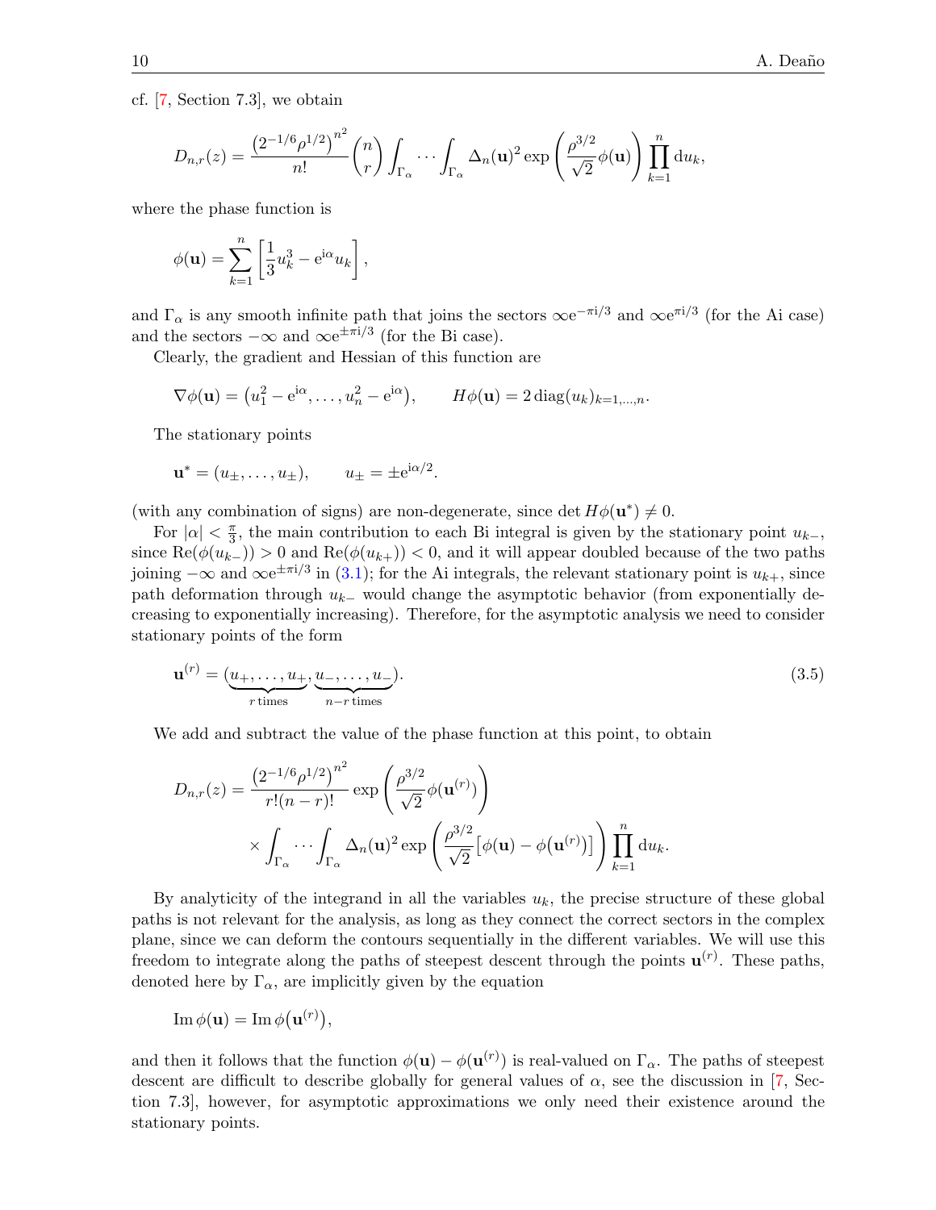cf. [7, Section 7.3], we obtain

$$D_{n,r}(z) = \frac{\left(2^{-1/6}\rho^{1/2}\right)^{n^2}}{n!}\binom{n}{r}\int_{\Gamma_\alpha}\cdots\int_{\Gamma_\alpha}\Delta_n(\mathbf{u})^2\exp\left(\frac{\rho^{3/2}}{\sqrt{2}}\phi(\mathbf{u})\right)\prod_{k=1}^{n}\mathrm{d}u_k,$$

where the phase function is

$$\phi(\mathbf{u}) = \sum_{k=1}^{n}\left[\frac{1}{3}u_k^3 - \mathrm{e}^{\mathrm{i}\alpha}u_k\right],$$

and $\Gamma_\alpha$ is any smooth infinite path that joins the sectors $\infty\mathrm{e}^{-\pi\mathrm{i}/3}$ and $\infty\mathrm{e}^{\pi\mathrm{i}/3}$ (for the Ai case) and the sectors $-\infty$ and $\infty\mathrm{e}^{\pm\pi\mathrm{i}/3}$ (for the Bi case).

Clearly, the gradient and Hessian of this function are

$$\nabla\phi(\mathbf{u}) = \left(u_1^2 - \mathrm{e}^{\mathrm{i}\alpha}, \dots, u_n^2 - \mathrm{e}^{\mathrm{i}\alpha}\right), \qquad H\phi(\mathbf{u}) = 2\,\mathrm{diag}(u_k)_{k=1,\dots,n}.$$

The stationary points

$$\mathbf{u}^* = (u_\pm, \dots, u_\pm), \qquad u_\pm = \pm\mathrm{e}^{\mathrm{i}\alpha/2}.$$

(with any combination of signs) are non-degenerate, since $\det H\phi(\mathbf{u}^*) \neq 0$.

For $|\alpha| < \frac{\pi}{3}$, the main contribution to each Bi integral is given by the stationary point $u_{k-}$, since $\mathrm{Re}(\phi(u_{k-})) > 0$ and $\mathrm{Re}(\phi(u_{k+})) < 0$, and it will appear doubled because of the two paths joining $-\infty$ and $\infty\mathrm{e}^{\pm\pi\mathrm{i}/3}$ in (3.1); for the Ai integrals, the relevant stationary point is $u_{k+}$, since path deformation through $u_{k-}$ would change the asymptotic behavior (from exponentially decreasing to exponentially increasing). Therefore, for the asymptotic analysis we need to consider stationary points of the form

$$\mathbf{u}^{(r)} = (\underbrace{u_+, \dots, u_+}_{r\,\text{times}}, \underbrace{u_-, \dots, u_-}_{n-r\,\text{times}}). \tag{3.5}$$

We add and subtract the value of the phase function at this point, to obtain

$$\begin{aligned}D_{n,r}(z) = {} & \frac{\left(2^{-1/6}\rho^{1/2}\right)^{n^2}}{r!(n-r)!}\exp\left(\frac{\rho^{3/2}}{\sqrt{2}}\phi(\mathbf{u}^{(r)})\right) \\ & \times\int_{\Gamma_\alpha}\cdots\int_{\Gamma_\alpha}\Delta_n(\mathbf{u})^2\exp\left(\frac{\rho^{3/2}}{\sqrt{2}}\left[\phi(\mathbf{u}) - \phi\left(\mathbf{u}^{(r)}\right)\right]\right)\prod_{k=1}^{n}\mathrm{d}u_k.\end{aligned}$$

By analyticity of the integrand in all the variables $u_k$, the precise structure of these global paths is not relevant for the analysis, as long as they connect the correct sectors in the complex plane, since we can deform the contours sequentially in the different variables. We will use this freedom to integrate along the paths of steepest descent through the points $\mathbf{u}^{(r)}$. These paths, denoted here by $\Gamma_\alpha$, are implicitly given by the equation

$$\mathrm{Im}\,\phi(\mathbf{u}) = \mathrm{Im}\,\phi\left(\mathbf{u}^{(r)}\right),$$

and then it follows that the function $\phi(\mathbf{u}) - \phi(\mathbf{u}^{(r)})$ is real-valued on $\Gamma_\alpha$. The paths of steepest descent are difficult to describe globally for general values of $\alpha$, see the discussion in [7, Section 7.3], however, for asymptotic approximations we only need their existence around the stationary points.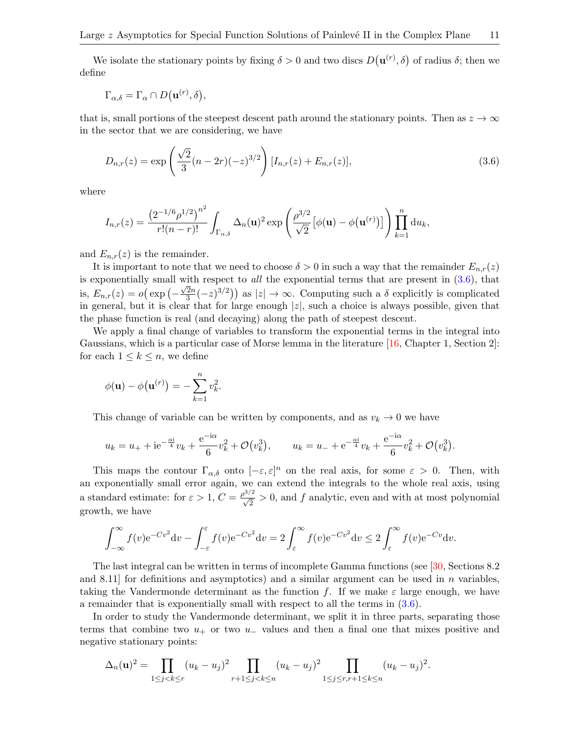We isolate the stationary points by fixing $\delta > 0$ and two discs $D(\mathbf{u}^{(r)}, \delta)$ of radius $\delta$; then we define

$$\Gamma_{\alpha,\delta} = \Gamma_\alpha \cap D(\mathbf{u}^{(r)}, \delta),$$

that is, small portions of the steepest descent path around the stationary points. Then as $z \to \infty$ in the sector that we are considering, we have

$$D_{n,r}(z) = \exp\left(\frac{\sqrt{2}}{3}(n-2r)(-z)^{3/2}\right)[I_{n,r}(z) + E_{n,r}(z)], \tag{3.6}$$

where

$$I_{n,r}(z) = \frac{\left(2^{-1/6}\rho^{1/2}\right)^{n^2}}{r!(n-r)!}\int_{\Gamma_{\alpha,\delta}} \Delta_n(\mathbf{u})^2 \exp\left(\frac{\rho^{3/2}}{\sqrt{2}}\left[\phi(\mathbf{u}) - \phi(\mathbf{u}^{(r)})\right]\right)\prod_{k=1}^{n} \mathrm{d}u_k,$$

and $E_{n,r}(z)$ is the remainder.

It is important to note that we need to choose $\delta > 0$ in such a way that the remainder $E_{n,r}(z)$ is exponentially small with respect to *all* the exponential terms that are present in (3.6), that is, $E_{n,r}(z) = o\left(\exp\left(-\frac{\sqrt{2}n}{3}(-z)^{3/2}\right)\right)$ as $|z| \to \infty$. Computing such a $\delta$ explicitly is complicated in general, but it is clear that for large enough $|z|$, such a choice is always possible, given that the phase function is real (and decaying) along the path of steepest descent.

We apply a final change of variables to transform the exponential terms in the integral into Gaussians, which is a particular case of Morse lemma in the literature [16, Chapter 1, Section 2]: for each $1 \le k \le n$, we define

$$\phi(\mathbf{u}) - \phi(\mathbf{u}^{(r)}) = -\sum_{k=1}^{n} v_k^2.$$

This change of variable can be written by components, and as $v_k \to 0$ we have

$$u_k = u_+ + \mathrm{i}\mathrm{e}^{-\frac{\alpha\mathrm{i}}{4}}v_k + \frac{\mathrm{e}^{-\mathrm{i}\alpha}}{6}v_k^2 + \mathcal{O}(v_k^3), \qquad u_k = u_- + \mathrm{e}^{-\frac{\alpha\mathrm{i}}{4}}v_k + \frac{\mathrm{e}^{-\mathrm{i}\alpha}}{6}v_k^2 + \mathcal{O}(v_k^3).$$

This maps the contour $\Gamma_{\alpha,\delta}$ onto $[-\varepsilon, \varepsilon]^n$ on the real axis, for some $\varepsilon > 0$. Then, with an exponentially small error again, we can extend the integrals to the whole real axis, using a standard estimate: for $\varepsilon > 1$, $C = \frac{\rho^{3/2}}{\sqrt{2}} > 0$, and $f$ analytic, even and with at most polynomial growth, we have

$$\int_{-\infty}^{\infty} f(v)\mathrm{e}^{-Cv^2}\mathrm{d}v - \int_{-\varepsilon}^{\varepsilon} f(v)\mathrm{e}^{-Cv^2}\mathrm{d}v = 2\int_{\varepsilon}^{\infty} f(v)\mathrm{e}^{-Cv^2}\mathrm{d}v \le 2\int_{\varepsilon}^{\infty} f(v)\mathrm{e}^{-Cv}\mathrm{d}v.$$

The last integral can be written in terms of incomplete Gamma functions (see [30, Sections 8.2 and 8.11] for definitions and asymptotics) and a similar argument can be used in $n$ variables, taking the Vandermonde determinant as the function $f$. If we make $\varepsilon$ large enough, we have a remainder that is exponentially small with respect to all the terms in (3.6).

In order to study the Vandermonde determinant, we split it in three parts, separating those terms that combine two $u_+$ or two $u_-$ values and then a final one that mixes positive and negative stationary points:

$$\Delta_n(\mathbf{u})^2 = \prod_{1\le j<k\le r}(u_k - u_j)^2 \prod_{r+1\le j<k\le n}(u_k - u_j)^2 \prod_{1\le j\le r, r+1\le k\le n}(u_k - u_j)^2.$$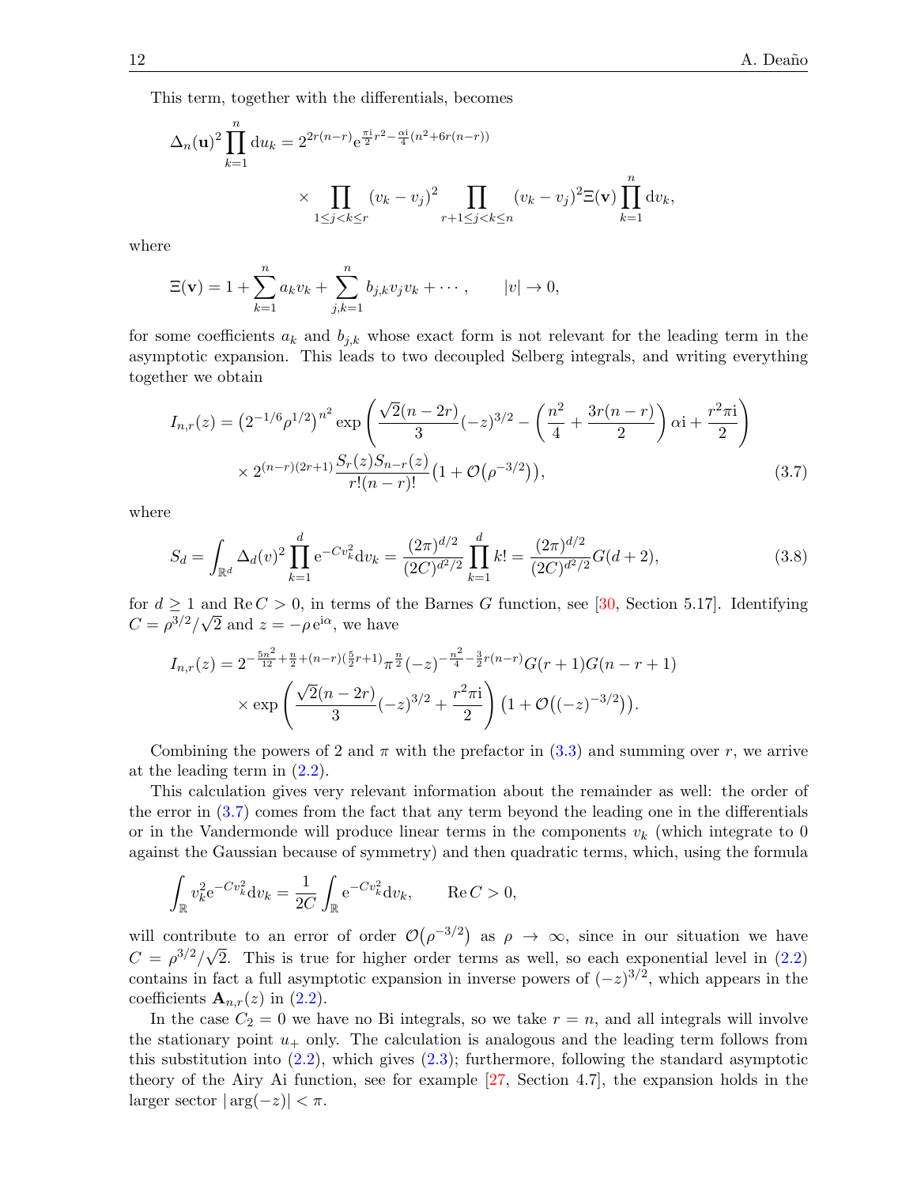This term, together with the differentials, becomes

$$
\Delta_n(\mathbf{u})^2 \prod_{k=1}^{n} \mathrm{d}u_k = 2^{2r(n-r)} \mathrm{e}^{\frac{\pi \mathrm{i}}{2} r^2 - \frac{\alpha \mathrm{i}}{4}(n^2+6r(n-r))} \\
\times \prod_{1\leq j<k\leq r} (v_k - v_j)^2 \prod_{r+1\leq j<k\leq n} (v_k - v_j)^2 \Xi(\mathbf{v}) \prod_{k=1}^{n} \mathrm{d}v_k,
$$

where

$$
\Xi(\mathbf{v}) = 1 + \sum_{k=1}^{n} a_k v_k + \sum_{j,k=1}^{n} b_{j,k} v_j v_k + \cdots, \qquad |v| \to 0,
$$

for some coefficients $a_k$ and $b_{j,k}$ whose exact form is not relevant for the leading term in the asymptotic expansion. This leads to two decoupled Selberg integrals, and writing everything together we obtain

$$
I_{n,r}(z) = \left(2^{-1/6}\rho^{1/2}\right)^{n^2} \exp\left( \frac{\sqrt{2}(n-2r)}{3}(-z)^{3/2} - \left(\frac{n^2}{4} + \frac{3r(n-r)}{2}\right)\alpha \mathrm{i} + \frac{r^2 \pi \mathrm{i}}{2} \right) \\
\times 2^{(n-r)(2r+1)} \frac{S_r(z) S_{n-r}(z)}{r!(n-r)!} \left(1 + \mathcal{O}\left(\rho^{-3/2}\right)\right), \tag{3.7}
$$

where

$$
S_d = \int_{\mathbb{R}^d} \Delta_d(v)^2 \prod_{k=1}^{d} \mathrm{e}^{-C v_k^2} \mathrm{d}v_k = \frac{(2\pi)^{d/2}}{(2C)^{d^2/2}} \prod_{k=1}^{d} k! = \frac{(2\pi)^{d/2}}{(2C)^{d^2/2}} G(d+2), \tag{3.8}
$$

for $d \geq 1$ and $\operatorname{Re} C > 0$, in terms of the Barnes $G$ function, see [30, Section 5.17]. Identifying $C = \rho^{3/2}/\sqrt{2}$ and $z = -\rho\, \mathrm{e}^{\mathrm{i}\alpha}$, we have

$$
I_{n,r}(z) = 2^{-\frac{5n^2}{12} + \frac{n}{2} + (n-r)(\frac{5}{2}r+1)} \pi^{\frac{n}{2}} (-z)^{-\frac{n^2}{4} - \frac{3}{2}r(n-r)} G(r+1) G(n-r+1) \\
\times \exp\left( \frac{\sqrt{2}(n-2r)}{3}(-z)^{3/2} + \frac{r^2 \pi \mathrm{i}}{2} \right) \left(1 + \mathcal{O}\left((-z)^{-3/2}\right)\right).
$$

Combining the powers of 2 and $\pi$ with the prefactor in (3.3) and summing over $r$, we arrive at the leading term in (2.2).

This calculation gives very relevant information about the remainder as well: the order of the error in (3.7) comes from the fact that any term beyond the leading one in the differentials or in the Vandermonde will produce linear terms in the components $v_k$ (which integrate to 0 against the Gaussian because of symmetry) and then quadratic terms, which, using the formula

$$
\int_{\mathbb{R}} v_k^2 \mathrm{e}^{-C v_k^2} \mathrm{d}v_k = \frac{1}{2C} \int_{\mathbb{R}} \mathrm{e}^{-C v_k^2} \mathrm{d}v_k, \qquad \operatorname{Re} C > 0,
$$

will contribute to an error of order $\mathcal{O}\left(\rho^{-3/2}\right)$ as $\rho \to \infty$, since in our situation we have $C = \rho^{3/2}/\sqrt{2}$. This is true for higher order terms as well, so each exponential level in (2.2) contains in fact a full asymptotic expansion in inverse powers of $(-z)^{3/2}$, which appears in the coefficients $\mathbf{A}_{n,r}(z)$ in (2.2).

In the case $C_2 = 0$ we have no Bi integrals, so we take $r = n$, and all integrals will involve the stationary point $u_+$ only. The calculation is analogous and the leading term follows from this substitution into (2.2), which gives (2.3); furthermore, following the standard asymptotic theory of the Airy Ai function, see for example [27, Section 4.7], the expansion holds in the larger sector $|\arg(-z)| < \pi$.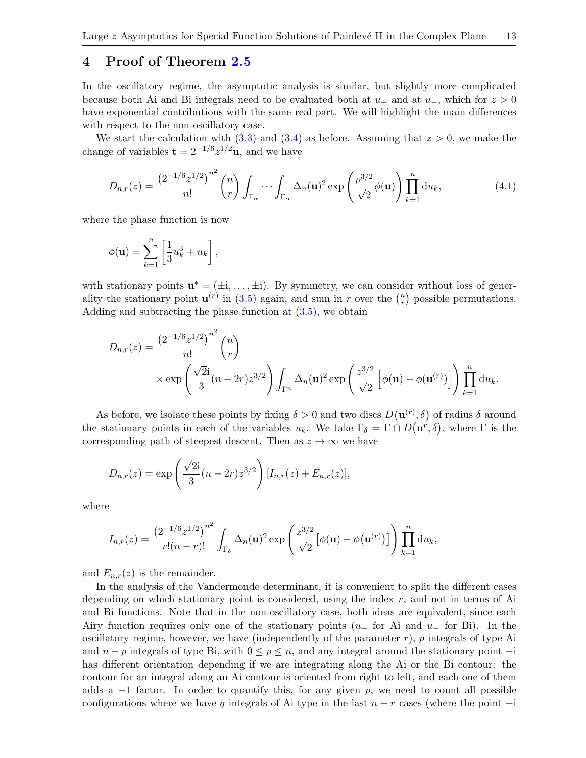## 4 Proof of Theorem 2.5

In the oscillatory regime, the asymptotic analysis is similar, but slightly more complicated because both Ai and Bi integrals need to be evaluated both at $u_+$ and at $u_-$, which for $z > 0$ have exponential contributions with the same real part. We will highlight the main differences with respect to the non-oscillatory case.

We start the calculation with (3.3) and (3.4) as before. Assuming that $z > 0$, we make the change of variables $\mathbf{t} = 2^{-1/6} z^{1/2} \mathbf{u}$, and we have

$$D_{n,r}(z) = \frac{\left(2^{-1/6} z^{1/2}\right)^{n^2}}{n!} \binom{n}{r} \int_{\Gamma_\alpha} \cdots \int_{\Gamma_\alpha} \Delta_n(\mathbf{u})^2 \exp\left(\frac{\rho^{3/2}}{\sqrt{2}} \phi(\mathbf{u})\right) \prod_{k=1}^{n} \mathrm{d}u_k, \tag{4.1}$$

where the phase function is now

$$\phi(\mathbf{u}) = \sum_{k=1}^{n} \left[\frac{1}{3} u_k^3 + u_k\right],$$

with stationary points $\mathbf{u}^* = (\pm\mathrm{i}, \ldots, \pm\mathrm{i})$. By symmetry, we can consider without loss of generality the stationary point $\mathbf{u}^{(r)}$ in (3.5) again, and sum in $r$ over the $\binom{n}{r}$ possible permutations. Adding and subtracting the phase function at (3.5), we obtain

$$\begin{aligned}
D_{n,r}(z) = {} & \frac{\left(2^{-1/6} z^{1/2}\right)^{n^2}}{n!} \binom{n}{r} \\
& \times \exp\left(\frac{\sqrt{2}\mathrm{i}}{3}(n - 2r) z^{3/2}\right) \int_{\Gamma^n} \Delta_n(\mathbf{u})^2 \exp\left(\frac{z^{3/2}}{\sqrt{2}} \left[\phi(\mathbf{u}) - \phi(\mathbf{u}^{(r)})\right]\right) \prod_{k=1}^{n} \mathrm{d}u_k.
\end{aligned}$$

As before, we isolate these points by fixing $\delta > 0$ and two discs $D\big(\mathbf{u}^{(r)}, \delta\big)$ of radius $\delta$ around the stationary points in each of the variables $u_k$. We take $\Gamma_\delta = \Gamma \cap D\big(\mathbf{u}^r, \delta\big)$, where $\Gamma$ is the corresponding path of steepest descent. Then as $z \to \infty$ we have

$$D_{n,r}(z) = \exp\left(\frac{\sqrt{2}\mathrm{i}}{3}(n - 2r) z^{3/2}\right) [I_{n,r}(z) + E_{n,r}(z)],$$

where

$$I_{n,r}(z) = \frac{\left(2^{-1/6} z^{1/2}\right)^{n^2}}{r!(n-r)!} \int_{\Gamma_\delta} \Delta_n(\mathbf{u})^2 \exp\left(\frac{z^{3/2}}{\sqrt{2}} \left[\phi(\mathbf{u}) - \phi\big(\mathbf{u}^{(r)}\big)\right]\right) \prod_{k=1}^{n} \mathrm{d}u_k,$$

and $E_{n,r}(z)$ is the remainder.

In the analysis of the Vandermonde determinant, it is convenient to split the different cases depending on which stationary point is considered, using the index $r$, and not in terms of Ai and Bi functions. Note that in the non-oscillatory case, both ideas are equivalent, since each Airy function requires only one of the stationary points ($u_+$ for Ai and $u_-$ for Bi). In the oscillatory regime, however, we have (independently of the parameter $r$), $p$ integrals of type Ai and $n - p$ integrals of type Bi, with $0 \leq p \leq n$, and any integral around the stationary point $-\mathrm{i}$ has different orientation depending if we are integrating along the Ai or the Bi contour: the contour for an integral along an Ai contour is oriented from right to left, and each one of them adds a $-1$ factor. In order to quantify this, for any given $p$, we need to count all possible configurations where we have $q$ integrals of Ai type in the last $n - r$ cases (where the point $-\mathrm{i}$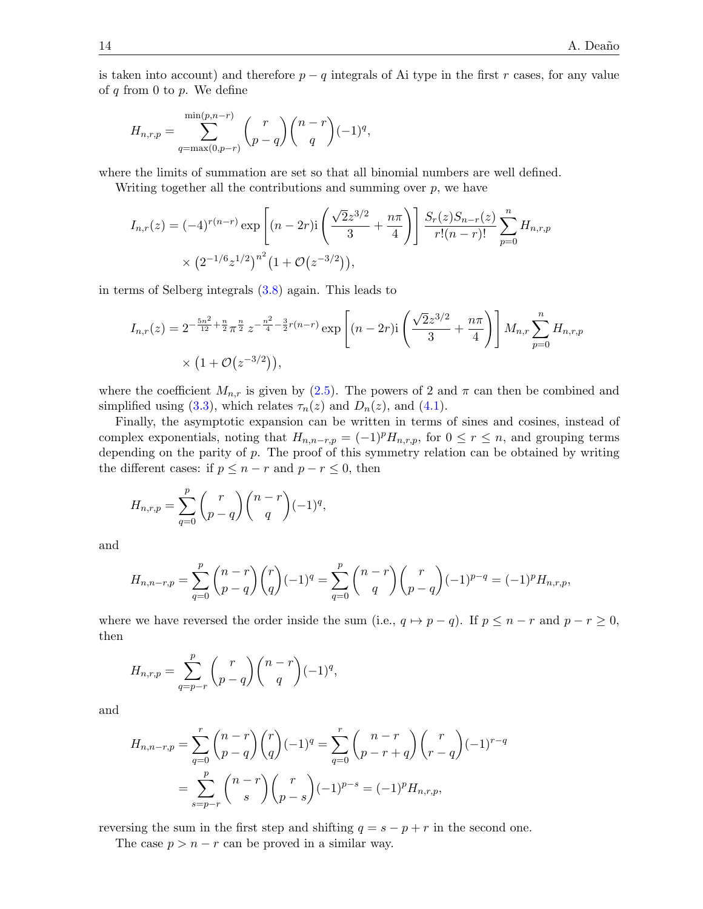is taken into account) and therefore $p-q$ integrals of Ai type in the first $r$ cases, for any value of $q$ from 0 to $p$. We define

$$H_{n,r,p} = \sum_{q=\max(0,p-r)}^{\min(p,n-r)} \binom{r}{p-q}\binom{n-r}{q}(-1)^q,$$

where the limits of summation are set so that all binomial numbers are well defined.

Writing together all the contributions and summing over $p$, we have

$$\begin{aligned}
I_{n,r}(z) &= (-4)^{r(n-r)} \exp\left[(n-2r)\mathrm{i}\left(\frac{\sqrt{2}z^{3/2}}{3}+\frac{n\pi}{4}\right)\right] \frac{S_r(z)S_{n-r}(z)}{r!(n-r)!}\sum_{p=0}^{n} H_{n,r,p} \\
&\quad \times \left(2^{-1/6}z^{1/2}\right)^{n^2}\left(1+\mathcal{O}\left(z^{-3/2}\right)\right),
\end{aligned}$$

in terms of Selberg integrals (3.8) again. This leads to

$$\begin{aligned}
I_{n,r}(z) &= 2^{-\frac{5n^2}{12}+\frac{n}{2}}\pi^{\frac{n}{2}}\, z^{-\frac{n^2}{4}-\frac{3}{2}r(n-r)} \exp\left[(n-2r)\mathrm{i}\left(\frac{\sqrt{2}z^{3/2}}{3}+\frac{n\pi}{4}\right)\right] M_{n,r}\sum_{p=0}^{n} H_{n,r,p} \\
&\quad \times \left(1+\mathcal{O}\left(z^{-3/2}\right)\right),
\end{aligned}$$

where the coefficient $M_{n,r}$ is given by (2.5). The powers of 2 and $\pi$ can then be combined and simplified using (3.3), which relates $\tau_n(z)$ and $D_n(z)$, and (4.1).

Finally, the asymptotic expansion can be written in terms of sines and cosines, instead of complex exponentials, noting that $H_{n,n-r,p} = (-1)^p H_{n,r,p}$, for $0\leq r\leq n$, and grouping terms depending on the parity of $p$. The proof of this symmetry relation can be obtained by writing the different cases: if $p\leq n-r$ and $p-r\leq 0$, then

$$H_{n,r,p} = \sum_{q=0}^{p}\binom{r}{p-q}\binom{n-r}{q}(-1)^q,$$

and

$$H_{n,n-r,p} = \sum_{q=0}^{p}\binom{n-r}{p-q}\binom{r}{q}(-1)^q = \sum_{q=0}^{p}\binom{n-r}{q}\binom{r}{p-q}(-1)^{p-q} = (-1)^p H_{n,r,p},$$

where we have reversed the order inside the sum (i.e., $q\mapsto p-q$). If $p\leq n-r$ and $p-r\geq 0$, then

$$H_{n,r,p} = \sum_{q=p-r}^{p}\binom{r}{p-q}\binom{n-r}{q}(-1)^q,$$

and

$$\begin{aligned}
H_{n,n-r,p} &= \sum_{q=0}^{r}\binom{n-r}{p-q}\binom{r}{q}(-1)^q = \sum_{q=0}^{r}\binom{n-r}{p-r+q}\binom{r}{r-q}(-1)^{r-q} \\
&= \sum_{s=p-r}^{p}\binom{n-r}{s}\binom{r}{p-s}(-1)^{p-s} = (-1)^p H_{n,r,p},
\end{aligned}$$

reversing the sum in the first step and shifting $q = s-p+r$ in the second one.

The case $p>n-r$ can be proved in a similar way.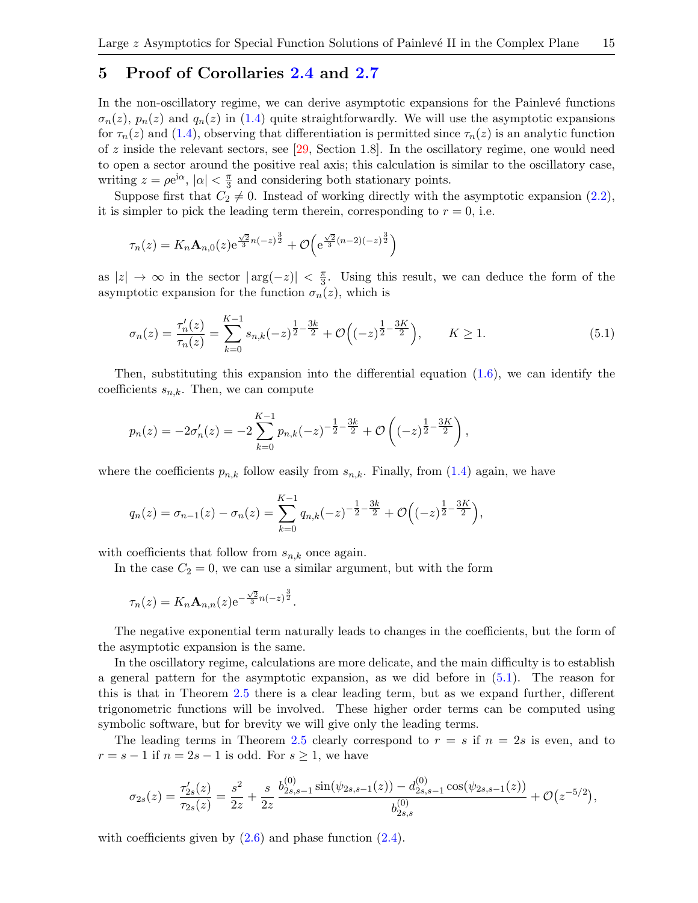## 5 Proof of Corollaries 2.4 and 2.7

In the non-oscillatory regime, we can derive asymptotic expansions for the Painlevé functions $\sigma_n(z)$, $p_n(z)$ and $q_n(z)$ in (1.4) quite straightforwardly. We will use the asymptotic expansions for $\tau_n(z)$ and (1.4), observing that differentiation is permitted since $\tau_n(z)$ is an analytic function of $z$ inside the relevant sectors, see [29, Section 1.8]. In the oscillatory regime, one would need to open a sector around the positive real axis; this calculation is similar to the oscillatory case, writing $z = \rho e^{i\alpha}$, $|\alpha| < \frac{\pi}{3}$ and considering both stationary points.

Suppose first that $C_2 \neq 0$. Instead of working directly with the asymptotic expansion (2.2), it is simpler to pick the leading term therein, corresponding to $r = 0$, i.e.

$$\tau_n(z) = K_n \mathbf{A}_{n,0}(z) e^{\frac{\sqrt{2}}{3} n (-z)^{\frac{3}{2}}} + \mathcal{O}\Big(e^{\frac{\sqrt{2}}{3}(n-2)(-z)^{\frac{3}{2}}}\Big)$$

as $|z| \to \infty$ in the sector $|\arg(-z)| < \frac{\pi}{3}$. Using this result, we can deduce the form of the asymptotic expansion for the function $\sigma_n(z)$, which is

$$\sigma_n(z) = \frac{\tau_n'(z)}{\tau_n(z)} = \sum_{k=0}^{K-1} s_{n,k} (-z)^{\frac{1}{2} - \frac{3k}{2}} + \mathcal{O}\Big((-z)^{\frac{1}{2} - \frac{3K}{2}}\Big), \qquad K \geq 1. \tag{5.1}$$

Then, substituting this expansion into the differential equation (1.6), we can identify the coefficients $s_{n,k}$. Then, we can compute

$$p_n(z) = -2\sigma_n'(z) = -2 \sum_{k=0}^{K-1} p_{n,k} (-z)^{-\frac{1}{2} - \frac{3k}{2}} + \mathcal{O}\left((-z)^{\frac{1}{2} - \frac{3K}{2}}\right),$$

where the coefficients $p_{n,k}$ follow easily from $s_{n,k}$. Finally, from (1.4) again, we have

$$q_n(z) = \sigma_{n-1}(z) - \sigma_n(z) = \sum_{k=0}^{K-1} q_{n,k} (-z)^{-\frac{1}{2} - \frac{3k}{2}} + \mathcal{O}\Big((-z)^{\frac{1}{2} - \frac{3K}{2}}\Big),$$

with coefficients that follow from $s_{n,k}$ once again.

In the case $C_2 = 0$, we can use a similar argument, but with the form

$$\tau_n(z) = K_n \mathbf{A}_{n,n}(z) e^{-\frac{\sqrt{2}}{3} n (-z)^{\frac{3}{2}}}.$$

The negative exponential term naturally leads to changes in the coefficients, but the form of the asymptotic expansion is the same.

In the oscillatory regime, calculations are more delicate, and the main difficulty is to establish a general pattern for the asymptotic expansion, as we did before in (5.1). The reason for this is that in Theorem 2.5 there is a clear leading term, but as we expand further, different trigonometric functions will be involved. These higher order terms can be computed using symbolic software, but for brevity we will give only the leading terms.

The leading terms in Theorem 2.5 clearly correspond to $r = s$ if $n = 2s$ is even, and to $r = s - 1$ if $n = 2s - 1$ is odd. For $s \geq 1$, we have

$$\sigma_{2s}(z) = \frac{\tau_{2s}'(z)}{\tau_{2s}(z)} = \frac{s^2}{2z} + \frac{s}{2z} \frac{b_{2s,s-1}^{(0)} \sin(\psi_{2s,s-1}(z)) - d_{2s,s-1}^{(0)} \cos(\psi_{2s,s-1}(z))}{b_{2s,s}^{(0)}} + \mathcal{O}\big(z^{-5/2}\big),$$

with coefficients given by (2.6) and phase function (2.4).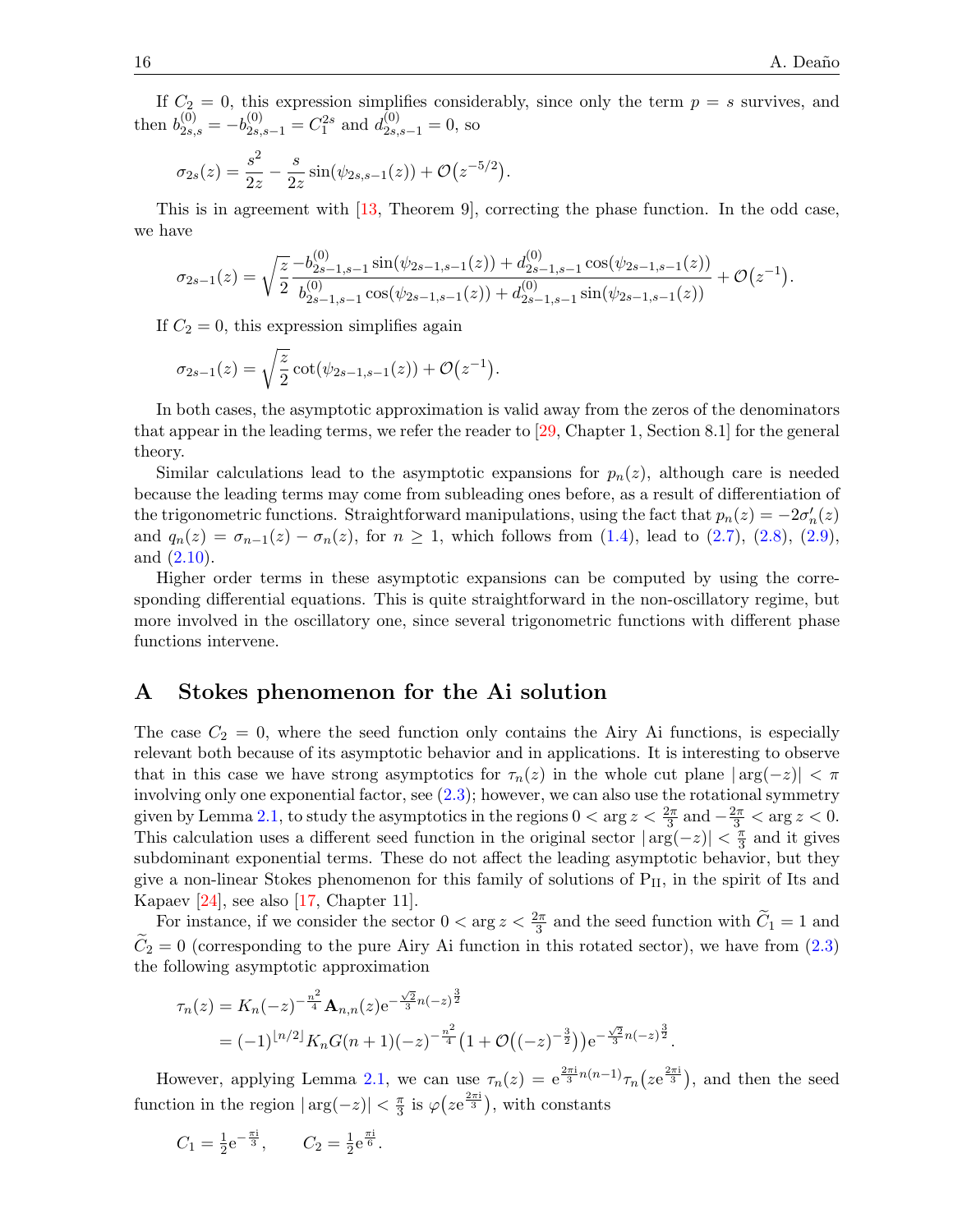If $C_2 = 0$, this expression simplifies considerably, since only the term $p = s$ survives, and then $b^{(0)}_{2s,s} = -b^{(0)}_{2s,s-1} = C_1^{2s}$ and $d^{(0)}_{2s,s-1} = 0$, so

$$\sigma_{2s}(z) = \frac{s^2}{2z} - \frac{s}{2z}\sin(\psi_{2s,s-1}(z)) + \mathcal{O}\big(z^{-5/2}\big).$$

This is in agreement with [13, Theorem 9], correcting the phase function. In the odd case, we have

$$\sigma_{2s-1}(z) = \sqrt{\frac{z}{2}}\,\frac{-b^{(0)}_{2s-1,s-1}\sin(\psi_{2s-1,s-1}(z)) + d^{(0)}_{2s-1,s-1}\cos(\psi_{2s-1,s-1}(z))}{b^{(0)}_{2s-1,s-1}\cos(\psi_{2s-1,s-1}(z)) + d^{(0)}_{2s-1,s-1}\sin(\psi_{2s-1,s-1}(z))} + \mathcal{O}\big(z^{-1}\big).$$

If $C_2 = 0$, this expression simplifies again

$$\sigma_{2s-1}(z) = \sqrt{\frac{z}{2}}\cot(\psi_{2s-1,s-1}(z)) + \mathcal{O}\big(z^{-1}\big).$$

In both cases, the asymptotic approximation is valid away from the zeros of the denominators that appear in the leading terms, we refer the reader to [29, Chapter 1, Section 8.1] for the general theory.

Similar calculations lead to the asymptotic expansions for $p_n(z)$, although care is needed because the leading terms may come from subleading ones before, as a result of differentiation of the trigonometric functions. Straightforward manipulations, using the fact that $p_n(z) = -2\sigma_n'(z)$ and $q_n(z) = \sigma_{n-1}(z) - \sigma_n(z)$, for $n \geq 1$, which follows from (1.4), lead to (2.7), (2.8), (2.9), and (2.10).

Higher order terms in these asymptotic expansions can be computed by using the corresponding differential equations. This is quite straightforward in the non-oscillatory regime, but more involved in the oscillatory one, since several trigonometric functions with different phase functions intervene.

# A Stokes phenomenon for the Ai solution

The case $C_2 = 0$, where the seed function only contains the Airy Ai functions, is especially relevant both because of its asymptotic behavior and in applications. It is interesting to observe that in this case we have strong asymptotics for $\tau_n(z)$ in the whole cut plane $|\arg(-z)| < \pi$ involving only one exponential factor, see (2.3); however, we can also use the rotational symmetry given by Lemma 2.1, to study the asymptotics in the regions $0 < \arg z < \frac{2\pi}{3}$ and $-\frac{2\pi}{3} < \arg z < 0$. This calculation uses a different seed function in the original sector $|\arg(-z)| < \frac{\pi}{3}$ and it gives subdominant exponential terms. These do not affect the leading asymptotic behavior, but they give a non-linear Stokes phenomenon for this family of solutions of $\mathrm{P_{II}}$, in the spirit of Its and Kapaev [24], see also [17, Chapter 11].

For instance, if we consider the sector $0 < \arg z < \frac{2\pi}{3}$ and the seed function with $\widetilde{C}_1 = 1$ and $\widetilde{C}_2 = 0$ (corresponding to the pure Airy Ai function in this rotated sector), we have from (2.3) the following asymptotic approximation

$$\begin{aligned}
\tau_n(z) &= K_n(-z)^{-\frac{n^2}{4}}\mathbf{A}_{n,n}(z)\mathrm{e}^{-\frac{\sqrt{2}}{3}n(-z)^{\frac{3}{2}}} \\
&= (-1)^{\lfloor n/2\rfloor}K_nG(n+1)(-z)^{-\frac{n^2}{4}}\big(1+\mathcal{O}\big((-z)^{-\frac{3}{2}}\big)\big)\mathrm{e}^{-\frac{\sqrt{2}}{3}n(-z)^{\frac{3}{2}}}.
\end{aligned}$$

However, applying Lemma 2.1, we can use $\tau_n(z) = \mathrm{e}^{\frac{2\pi\mathrm{i}}{3}n(n-1)}\tau_n\big(z\mathrm{e}^{\frac{2\pi\mathrm{i}}{3}}\big)$, and then the seed function in the region $|\arg(-z)| < \frac{\pi}{3}$ is $\varphi\big(z\mathrm{e}^{\frac{2\pi\mathrm{i}}{3}}\big)$, with constants

$$C_1 = \tfrac{1}{2}\mathrm{e}^{-\frac{\pi\mathrm{i}}{3}}, \qquad C_2 = \tfrac{1}{2}\mathrm{e}^{\frac{\pi\mathrm{i}}{6}}.$$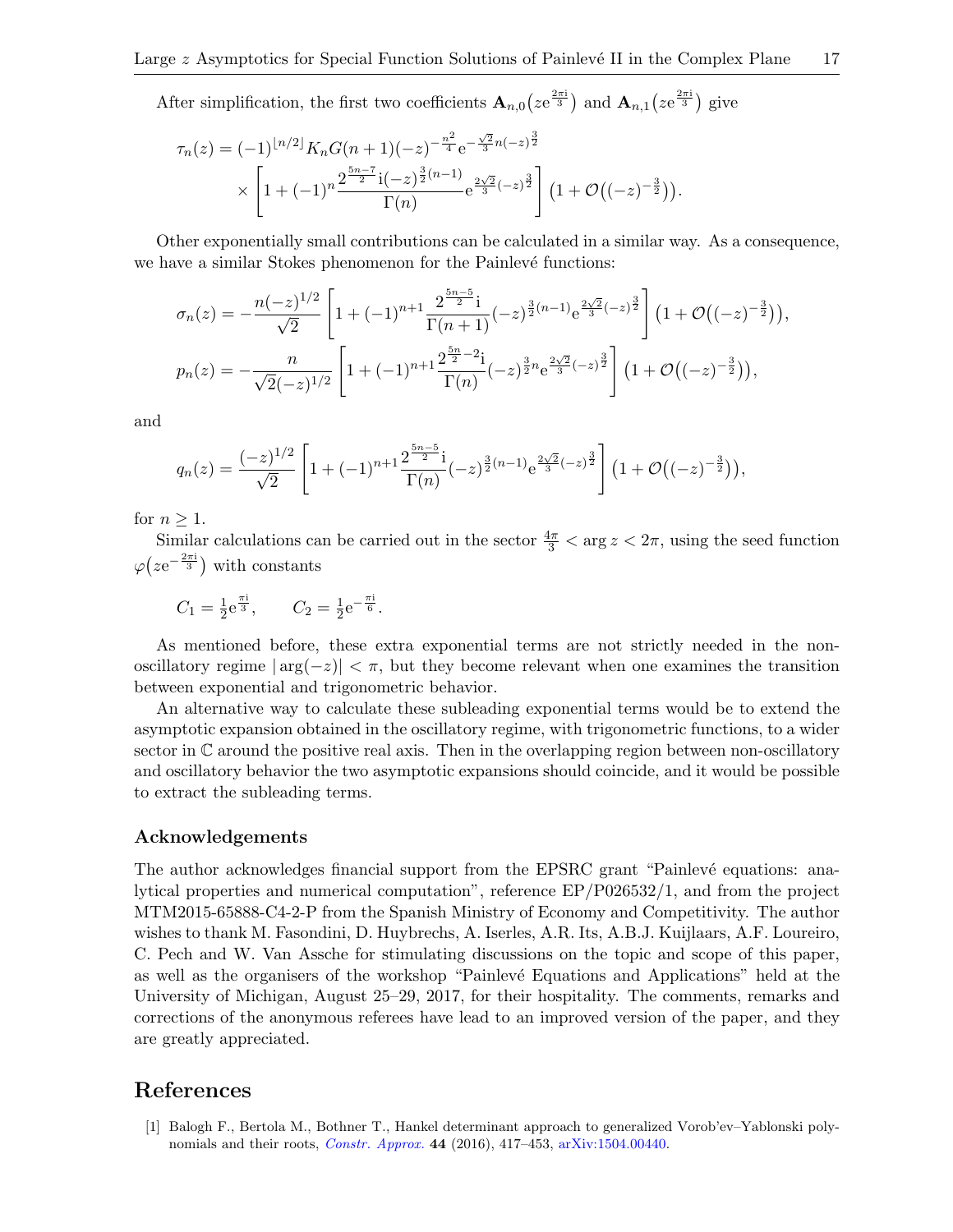After simplification, the first two coefficients $\mathbf{A}_{n,0}\big(z\mathrm{e}^{\frac{2\pi\mathrm{i}}{3}}\big)$ and $\mathbf{A}_{n,1}\big(z\mathrm{e}^{\frac{2\pi\mathrm{i}}{3}}\big)$ give

$$
\begin{aligned}
\tau_n(z) &= (-1)^{\lfloor n/2\rfloor} K_n G(n+1)(-z)^{-\frac{n^2}{4}}\mathrm{e}^{-\frac{\sqrt{2}}{3}n(-z)^{\frac{3}{2}}} \\
&\quad\times\left[1+(-1)^n\frac{2^{\frac{5n-7}{2}}\mathrm{i}(-z)^{\frac{3}{2}(n-1)}}{\Gamma(n)}\mathrm{e}^{\frac{2\sqrt{2}}{3}(-z)^{\frac{3}{2}}}\right]\big(1+\mathcal{O}\big((-z)^{-\frac{3}{2}}\big)\big).
\end{aligned}
$$

Other exponentially small contributions can be calculated in a similar way. As a consequence, we have a similar Stokes phenomenon for the Painlevé functions:

$$
\begin{aligned}
\sigma_n(z) &= -\frac{n(-z)^{1/2}}{\sqrt{2}}\left[1+(-1)^{n+1}\frac{2^{\frac{5n-5}{2}}\mathrm{i}}{\Gamma(n+1)}(-z)^{\frac{3}{2}(n-1)}\mathrm{e}^{\frac{2\sqrt{2}}{3}(-z)^{\frac{3}{2}}}\right]\big(1+\mathcal{O}\big((-z)^{-\frac{3}{2}}\big)\big), \\
p_n(z) &= -\frac{n}{\sqrt{2}(-z)^{1/2}}\left[1+(-1)^{n+1}\frac{2^{\frac{5n}{2}-2}\mathrm{i}}{\Gamma(n)}(-z)^{\frac{3}{2}n}\mathrm{e}^{\frac{2\sqrt{2}}{3}(-z)^{\frac{3}{2}}}\right]\big(1+\mathcal{O}\big((-z)^{-\frac{3}{2}}\big)\big),
\end{aligned}
$$

and

$$
q_n(z) = \frac{(-z)^{1/2}}{\sqrt{2}}\left[1+(-1)^{n+1}\frac{2^{\frac{5n-5}{2}}\mathrm{i}}{\Gamma(n)}(-z)^{\frac{3}{2}(n-1)}\mathrm{e}^{\frac{2\sqrt{2}}{3}(-z)^{\frac{3}{2}}}\right]\big(1+\mathcal{O}\big((-z)^{-\frac{3}{2}}\big)\big),
$$

for $n\geq 1$.

Similar calculations can be carried out in the sector $\frac{4\pi}{3}<\arg z<2\pi$, using the seed function $\varphi\big(z\mathrm{e}^{-\frac{2\pi\mathrm{i}}{3}}\big)$ with constants

$$
C_1=\tfrac{1}{2}\mathrm{e}^{\frac{\pi\mathrm{i}}{3}}, \qquad C_2=\tfrac{1}{2}\mathrm{e}^{-\frac{\pi\mathrm{i}}{6}}.
$$

As mentioned before, these extra exponential terms are not strictly needed in the non-oscillatory regime $|\arg(-z)|<\pi$, but they become relevant when one examines the transition between exponential and trigonometric behavior.

An alternative way to calculate these subleading exponential terms would be to extend the asymptotic expansion obtained in the oscillatory regime, with trigonometric functions, to a wider sector in $\mathbb{C}$ around the positive real axis. Then in the overlapping region between non-oscillatory and oscillatory behavior the two asymptotic expansions should coincide, and it would be possible to extract the subleading terms.

### Acknowledgements

The author acknowledges financial support from the EPSRC grant "Painlevé equations: analytical properties and numerical computation", reference EP/P026532/1, and from the project MTM2015-65888-C4-2-P from the Spanish Ministry of Economy and Competitivity. The author wishes to thank M. Fasondini, D. Huybrechs, A. Iserles, A.R. Its, A.B.J. Kuijlaars, A.F. Loureiro, C. Pech and W. Van Assche for stimulating discussions on the topic and scope of this paper, as well as the organisers of the workshop "Painlevé Equations and Applications" held at the University of Michigan, August 25–29, 2017, for their hospitality. The comments, remarks and corrections of the anonymous referees have lead to an improved version of the paper, and they are greatly appreciated.

## References

[1] Balogh F., Bertola M., Bothner T., Hankel determinant approach to generalized Vorob'ev–Yablonski polynomials and their roots, *Constr. Approx.* **44** (2016), 417–453, arXiv:1504.00440.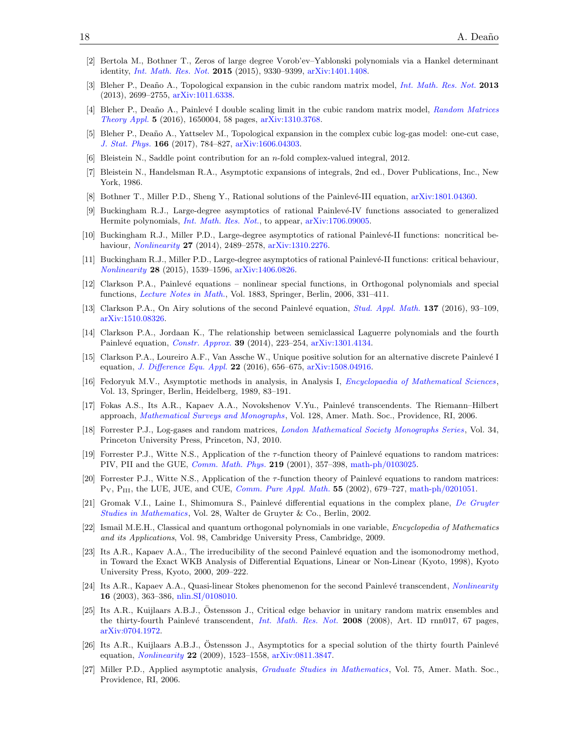[2] Bertola M., Bothner T., Zeros of large degree Vorob'ev–Yablonski polynomials via a Hankel determinant identity, *Int. Math. Res. Not.* **2015** (2015), 9330–9399, arXiv:1401.1408.

[3] Bleher P., Deaño A., Topological expansion in the cubic random matrix model, *Int. Math. Res. Not.* **2013** (2013), 2699–2755, arXiv:1011.6338.

[4] Bleher P., Deaño A., Painlevé I double scaling limit in the cubic random matrix model, *Random Matrices Theory Appl.* **5** (2016), 1650004, 58 pages, arXiv:1310.3768.

[5] Bleher P., Deaño A., Yattselev M., Topological expansion in the complex cubic log-gas model: one-cut case, *J. Stat. Phys.* **166** (2017), 784–827, arXiv:1606.04303.

[6] Bleistein N., Saddle point contribution for an $n$-fold complex-valued integral, 2012.

[7] Bleistein N., Handelsman R.A., Asymptotic expansions of integrals, 2nd ed., Dover Publications, Inc., New York, 1986.

[8] Bothner T., Miller P.D., Sheng Y., Rational solutions of the Painlevé-III equation, arXiv:1801.04360.

[9] Buckingham R.J., Large-degree asymptotics of rational Painlevé-IV functions associated to generalized Hermite polynomials, *Int. Math. Res. Not.*, to appear, arXiv:1706.09005.

[10] Buckingham R.J., Miller P.D., Large-degree asymptotics of rational Painlevé-II functions: noncritical behaviour, *Nonlinearity* **27** (2014), 2489–2578, arXiv:1310.2276.

[11] Buckingham R.J., Miller P.D., Large-degree asymptotics of rational Painlevé-II functions: critical behaviour, *Nonlinearity* **28** (2015), 1539–1596, arXiv:1406.0826.

[12] Clarkson P.A., Painlevé equations – nonlinear special functions, in Orthogonal polynomials and special functions, *Lecture Notes in Math.*, Vol. 1883, Springer, Berlin, 2006, 331–411.

[13] Clarkson P.A., On Airy solutions of the second Painlevé equation, *Stud. Appl. Math.* **137** (2016), 93–109, arXiv:1510.08326.

[14] Clarkson P.A., Jordaan K., The relationship between semiclassical Laguerre polynomials and the fourth Painlevé equation, *Constr. Approx.* **39** (2014), 223–254, arXiv:1301.4134.

[15] Clarkson P.A., Loureiro A.F., Van Assche W., Unique positive solution for an alternative discrete Painlevé I equation, *J. Difference Equ. Appl.* **22** (2016), 656–675, arXiv:1508.04916.

[16] Fedoryuk M.V., Asymptotic methods in analysis, in Analysis I, *Encyclopaedia of Mathematical Sciences*, Vol. 13, Springer, Berlin, Heidelberg, 1989, 83–191.

[17] Fokas A.S., Its A.R., Kapaev A.A., Novokshenov V.Yu., Painlevé transcendents. The Riemann–Hilbert approach, *Mathematical Surveys and Monographs*, Vol. 128, Amer. Math. Soc., Providence, RI, 2006.

[18] Forrester P.J., Log-gases and random matrices, *London Mathematical Society Monographs Series*, Vol. 34, Princeton University Press, Princeton, NJ, 2010.

[19] Forrester P.J., Witte N.S., Application of the $\tau$-function theory of Painlevé equations to random matrices: PIV, PII and the GUE, *Comm. Math. Phys.* **219** (2001), 357–398, math-ph/0103025.

[20] Forrester P.J., Witte N.S., Application of the $\tau$-function theory of Painlevé equations to random matrices: $\mathrm{P_V}$, $\mathrm{P_{III}}$, the LUE, JUE, and CUE, *Comm. Pure Appl. Math.* **55** (2002), 679–727, math-ph/0201051.

[21] Gromak V.I., Laine I., Shimomura S., Painlevé differential equations in the complex plane, *De Gruyter Studies in Mathematics*, Vol. 28, Walter de Gruyter & Co., Berlin, 2002.

[22] Ismail M.E.H., Classical and quantum orthogonal polynomials in one variable, *Encyclopedia of Mathematics and its Applications*, Vol. 98, Cambridge University Press, Cambridge, 2009.

[23] Its A.R., Kapaev A.A., The irreducibility of the second Painlevé equation and the isomonodromy method, in Toward the Exact WKB Analysis of Differential Equations, Linear or Non-Linear (Kyoto, 1998), Kyoto University Press, Kyoto, 2000, 209–222.

[24] Its A.R., Kapaev A.A., Quasi-linear Stokes phenomenon for the second Painlevé transcendent, *Nonlinearity* **16** (2003), 363–386, nlin.SI/0108010.

[25] Its A.R., Kuijlaars A.B.J., Östensson J., Critical edge behavior in unitary random matrix ensembles and the thirty-fourth Painlevé transcendent, *Int. Math. Res. Not.* **2008** (2008), Art. ID rnn017, 67 pages, arXiv:0704.1972.

[26] Its A.R., Kuijlaars A.B.J., Östensson J., Asymptotics for a special solution of the thirty fourth Painlevé equation, *Nonlinearity* **22** (2009), 1523–1558, arXiv:0811.3847.

[27] Miller P.D., Applied asymptotic analysis, *Graduate Studies in Mathematics*, Vol. 75, Amer. Math. Soc., Providence, RI, 2006.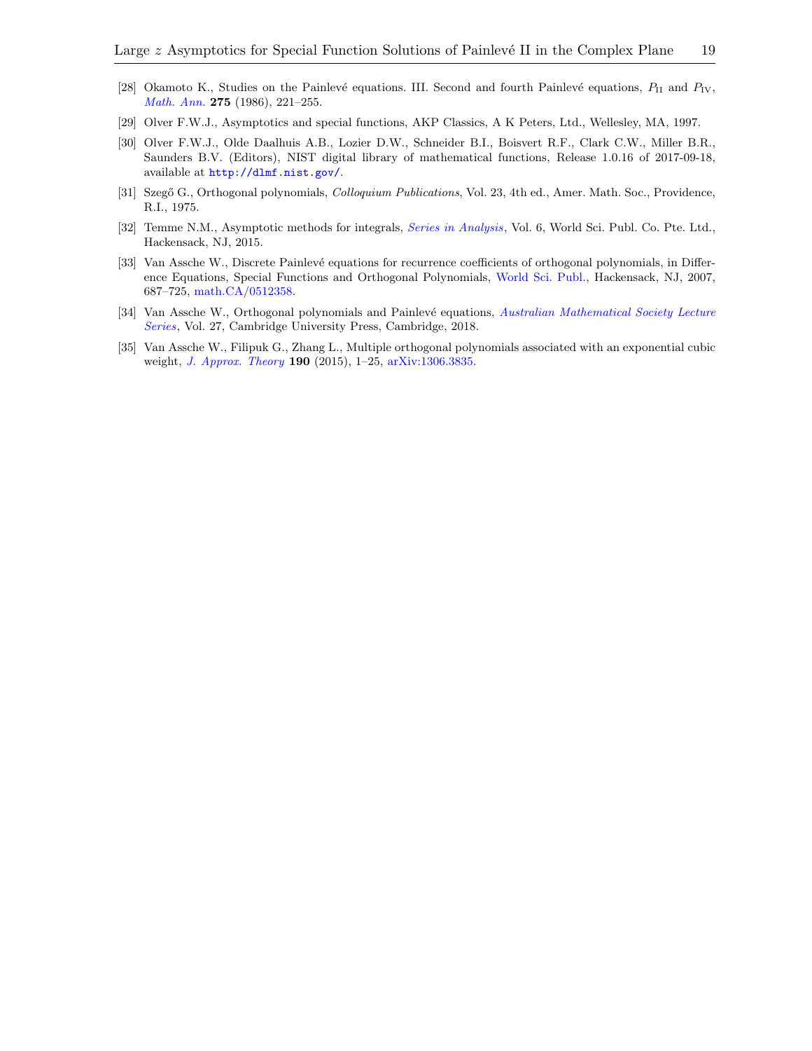[28] Okamoto K., Studies on the Painlevé equations. III. Second and fourth Painlevé equations, $P_{\mathrm{II}}$ and $P_{\mathrm{IV}}$, *Math. Ann.* **275** (1986), 221–255.

[29] Olver F.W.J., Asymptotics and special functions, AKP Classics, A K Peters, Ltd., Wellesley, MA, 1997.

[30] Olver F.W.J., Olde Daalhuis A.B., Lozier D.W., Schneider B.I., Boisvert R.F., Clark C.W., Miller B.R., Saunders B.V. (Editors), NIST digital library of mathematical functions, Release 1.0.16 of 2017-09-18, available at `http://dlmf.nist.gov/`.

[31] Szegő G., Orthogonal polynomials, *Colloquium Publications*, Vol. 23, 4th ed., Amer. Math. Soc., Providence, R.I., 1975.

[32] Temme N.M., Asymptotic methods for integrals, *Series in Analysis*, Vol. 6, World Sci. Publ. Co. Pte. Ltd., Hackensack, NJ, 2015.

[33] Van Assche W., Discrete Painlevé equations for recurrence coefficients of orthogonal polynomials, in Difference Equations, Special Functions and Orthogonal Polynomials, World Sci. Publ., Hackensack, NJ, 2007, 687–725, math.CA/0512358.

[34] Van Assche W., Orthogonal polynomials and Painlevé equations, *Australian Mathematical Society Lecture Series*, Vol. 27, Cambridge University Press, Cambridge, 2018.

[35] Van Assche W., Filipuk G., Zhang L., Multiple orthogonal polynomials associated with an exponential cubic weight, *J. Approx. Theory* **190** (2015), 1–25, arXiv:1306.3835.